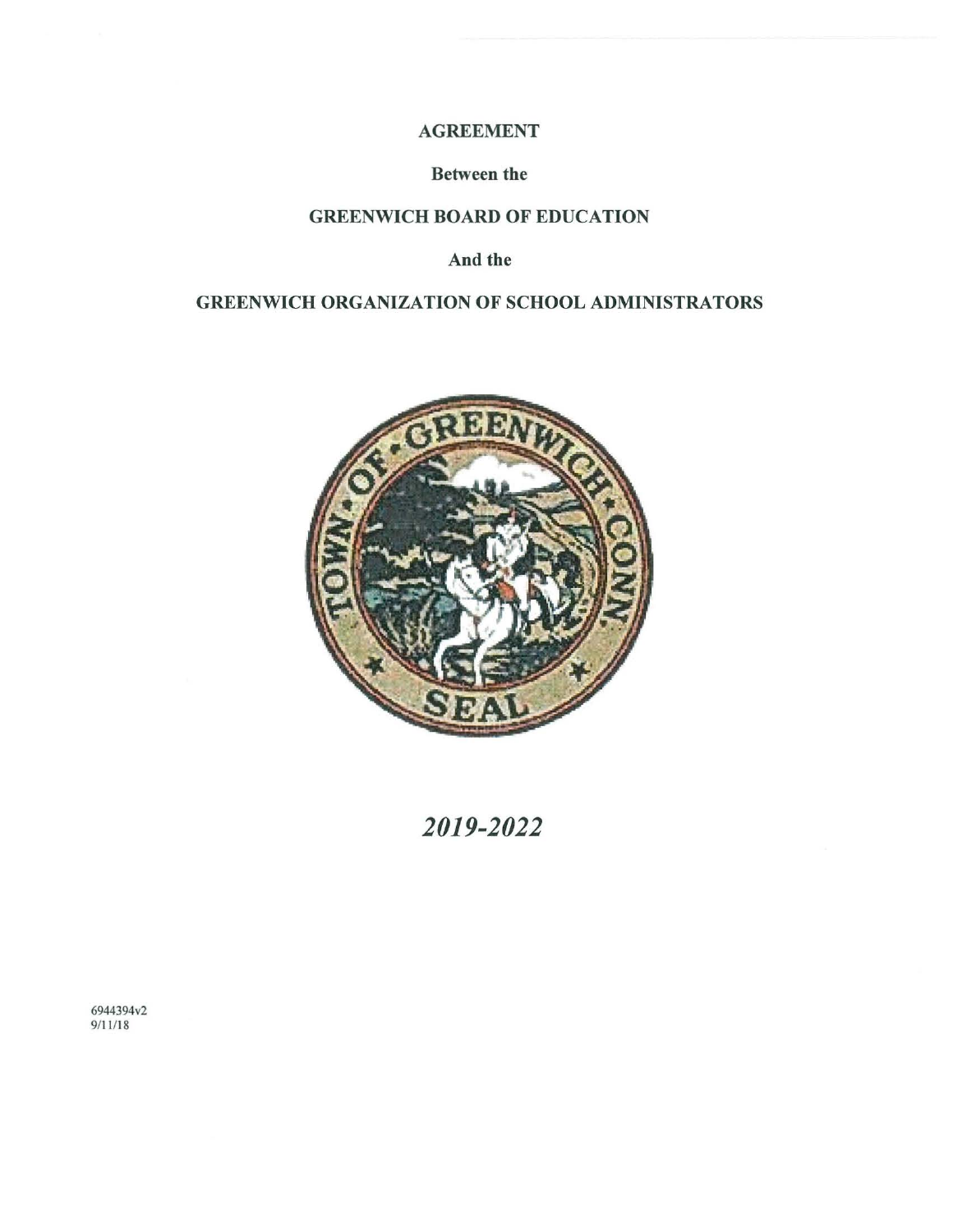# AGREEMENT

**Between the**

**GREENWICH BOARD OF EDUCATION**

**And the**

**GREENWICH ORGANIZATION OF SCHOOL ADMINISTRATORS**

***2019-2022***

6944394v2
9/11/18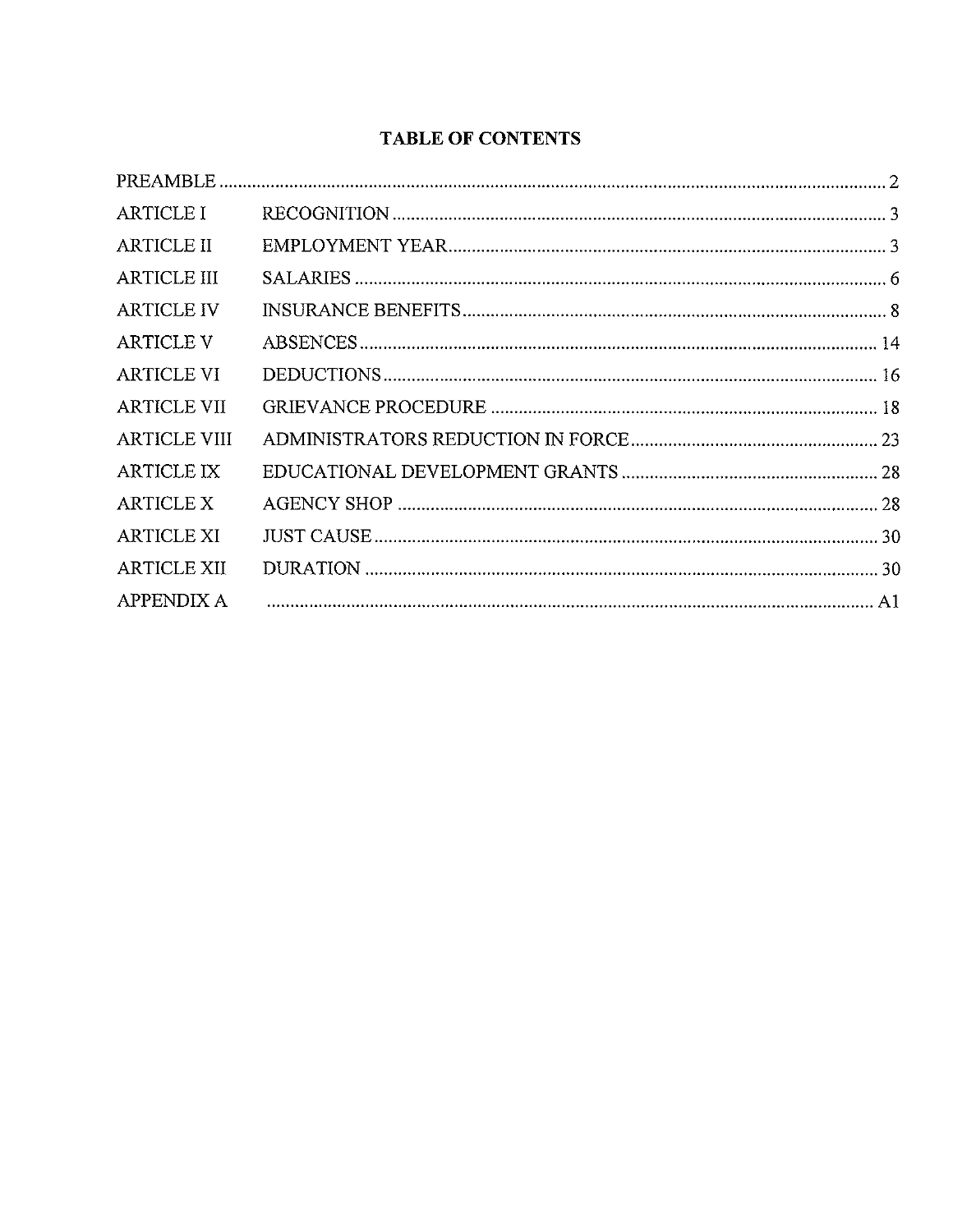# TABLE OF CONTENTS

| | | |
|---|---|---|
| PREAMBLE | | 2 |
| ARTICLE I | RECOGNITION | 3 |
| ARTICLE II | EMPLOYMENT YEAR | 3 |
| ARTICLE III | SALARIES | 6 |
| ARTICLE IV | INSURANCE BENEFITS | 8 |
| ARTICLE V | ABSENCES | 14 |
| ARTICLE VI | DEDUCTIONS | 16 |
| ARTICLE VII | GRIEVANCE PROCEDURE | 18 |
| ARTICLE VIII | ADMINISTRATORS REDUCTION IN FORCE | 23 |
| ARTICLE IX | EDUCATIONAL DEVELOPMENT GRANTS | 28 |
| ARTICLE X | AGENCY SHOP | 28 |
| ARTICLE XI | JUST CAUSE | 30 |
| ARTICLE XII | DURATION | 30 |
| APPENDIX A | | A1 |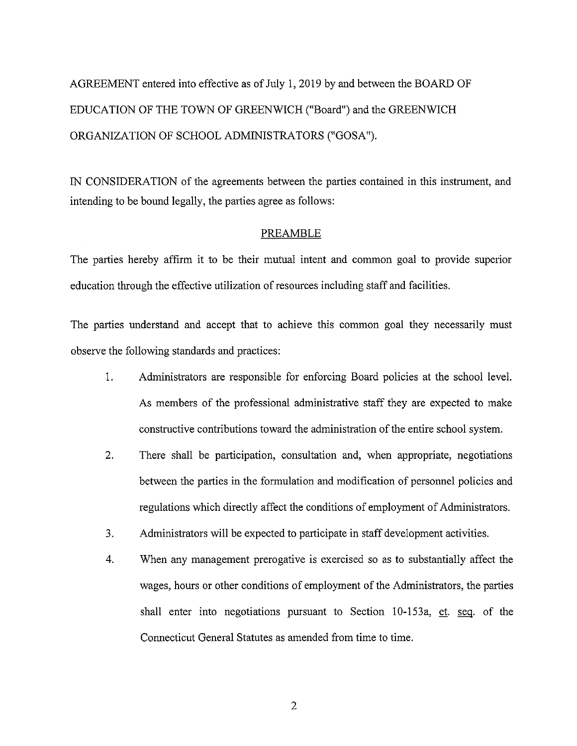AGREEMENT entered into effective as of July 1, 2019 by and between the BOARD OF EDUCATION OF THE TOWN OF GREENWICH ("Board") and the GREENWICH ORGANIZATION OF SCHOOL ADMINISTRATORS ("GOSA").

IN CONSIDERATION of the agreements between the parties contained in this instrument, and intending to be bound legally, the parties agree as follows:

## PREAMBLE

The parties hereby affirm it to be their mutual intent and common goal to provide superior education through the effective utilization of resources including staff and facilities.

The parties understand and accept that to achieve this common goal they necessarily must observe the following standards and practices:

1. Administrators are responsible for enforcing Board policies at the school level. As members of the professional administrative staff they are expected to make constructive contributions toward the administration of the entire school system.
2. There shall be participation, consultation and, when appropriate, negotiations between the parties in the formulation and modification of personnel policies and regulations which directly affect the conditions of employment of Administrators.
3. Administrators will be expected to participate in staff development activities.
4. When any management prerogative is exercised so as to substantially affect the wages, hours or other conditions of employment of the Administrators, the parties shall enter into negotiations pursuant to Section 10-153a, et. seq. of the Connecticut General Statutes as amended from time to time.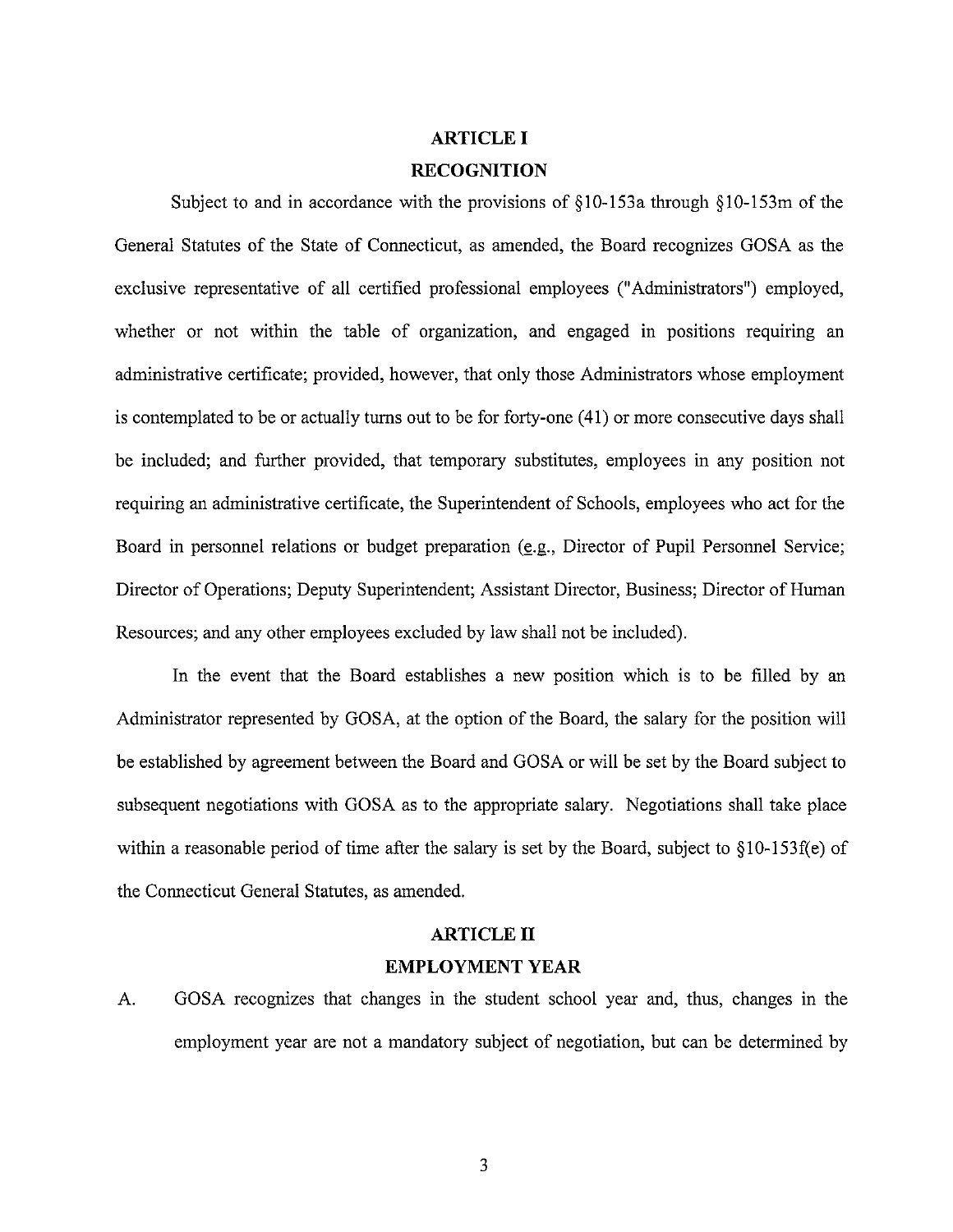# ARTICLE I

## RECOGNITION

Subject to and in accordance with the provisions of §10-153a through §10-153m of the General Statutes of the State of Connecticut, as amended, the Board recognizes GOSA as the exclusive representative of all certified professional employees ("Administrators") employed, whether or not within the table of organization, and engaged in positions requiring an administrative certificate; provided, however, that only those Administrators whose employment is contemplated to be or actually turns out to be for forty-one (41) or more consecutive days shall be included; and further provided, that temporary substitutes, employees in any position not requiring an administrative certificate, the Superintendent of Schools, employees who act for the Board in personnel relations or budget preparation (e.g., Director of Pupil Personnel Service; Director of Operations; Deputy Superintendent; Assistant Director, Business; Director of Human Resources; and any other employees excluded by law shall not be included).

In the event that the Board establishes a new position which is to be filled by an Administrator represented by GOSA, at the option of the Board, the salary for the position will be established by agreement between the Board and GOSA or will be set by the Board subject to subsequent negotiations with GOSA as to the appropriate salary. Negotiations shall take place within a reasonable period of time after the salary is set by the Board, subject to §10-153f(e) of the Connecticut General Statutes, as amended.

# ARTICLE II

## EMPLOYMENT YEAR

A. GOSA recognizes that changes in the student school year and, thus, changes in the employment year are not a mandatory subject of negotiation, but can be determined by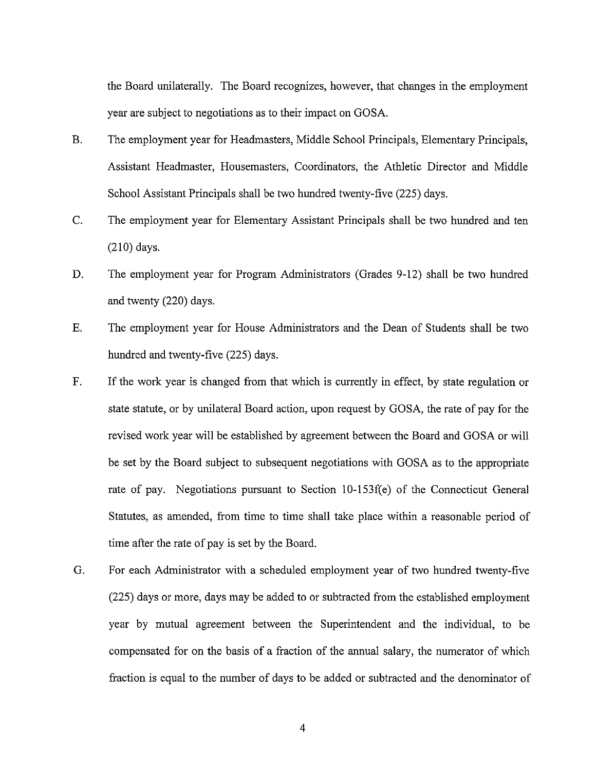the Board unilaterally. The Board recognizes, however, that changes in the employment year are subject to negotiations as to their impact on GOSA.

B. The employment year for Headmasters, Middle School Principals, Elementary Principals, Assistant Headmaster, Housemasters, Coordinators, the Athletic Director and Middle School Assistant Principals shall be two hundred twenty-five (225) days.

C. The employment year for Elementary Assistant Principals shall be two hundred and ten (210) days.

D. The employment year for Program Administrators (Grades 9-12) shall be two hundred and twenty (220) days.

E. The employment year for House Administrators and the Dean of Students shall be two hundred and twenty-five (225) days.

F. If the work year is changed from that which is currently in effect, by state regulation or state statute, or by unilateral Board action, upon request by GOSA, the rate of pay for the revised work year will be established by agreement between the Board and GOSA or will be set by the Board subject to subsequent negotiations with GOSA as to the appropriate rate of pay. Negotiations pursuant to Section 10-153f(e) of the Connecticut General Statutes, as amended, from time to time shall take place within a reasonable period of time after the rate of pay is set by the Board.

G. For each Administrator with a scheduled employment year of two hundred twenty-five (225) days or more, days may be added to or subtracted from the established employment year by mutual agreement between the Superintendent and the individual, to be compensated for on the basis of a fraction of the annual salary, the numerator of which fraction is equal to the number of days to be added or subtracted and the denominator of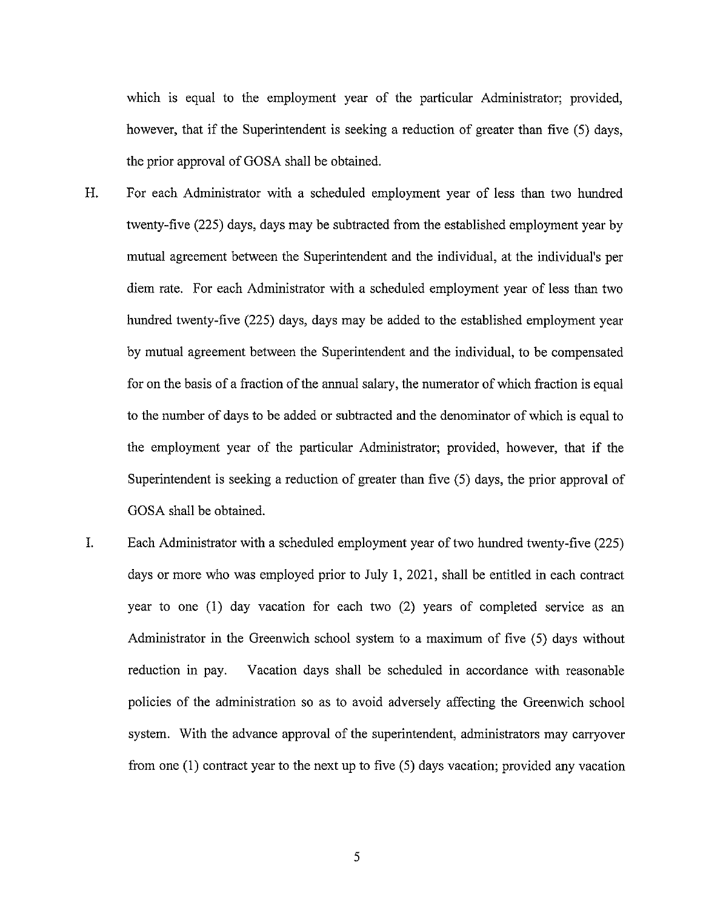which is equal to the employment year of the particular Administrator; provided, however, that if the Superintendent is seeking a reduction of greater than five (5) days, the prior approval of GOSA shall be obtained.

H. For each Administrator with a scheduled employment year of less than two hundred twenty-five (225) days, days may be subtracted from the established employment year by mutual agreement between the Superintendent and the individual, at the individual's per diem rate. For each Administrator with a scheduled employment year of less than two hundred twenty-five (225) days, days may be added to the established employment year by mutual agreement between the Superintendent and the individual, to be compensated for on the basis of a fraction of the annual salary, the numerator of which fraction is equal to the number of days to be added or subtracted and the denominator of which is equal to the employment year of the particular Administrator; provided, however, that if the Superintendent is seeking a reduction of greater than five (5) days, the prior approval of GOSA shall be obtained.

I. Each Administrator with a scheduled employment year of two hundred twenty-five (225) days or more who was employed prior to July 1, 2021, shall be entitled in each contract year to one (1) day vacation for each two (2) years of completed service as an Administrator in the Greenwich school system to a maximum of five (5) days without reduction in pay. Vacation days shall be scheduled in accordance with reasonable policies of the administration so as to avoid adversely affecting the Greenwich school system. With the advance approval of the superintendent, administrators may carryover from one (1) contract year to the next up to five (5) days vacation; provided any vacation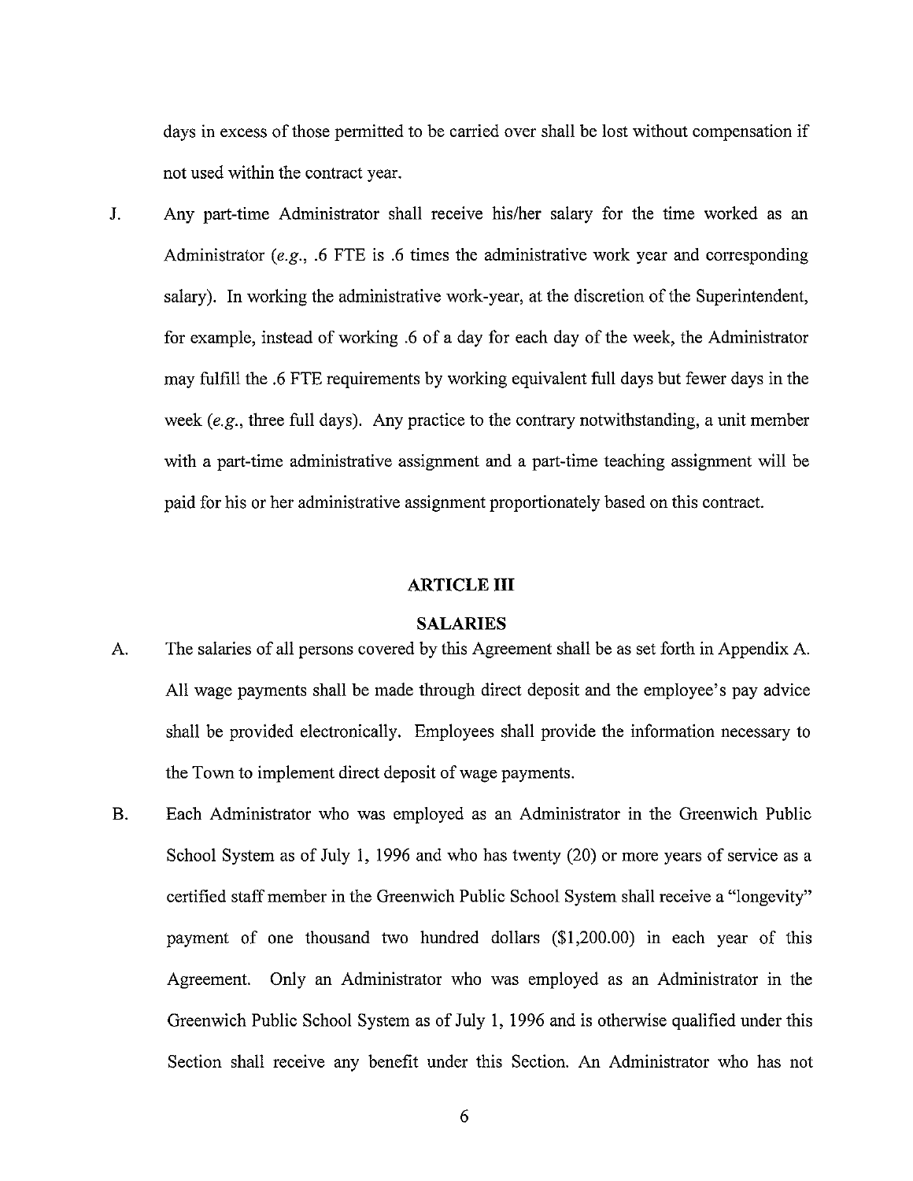days in excess of those permitted to be carried over shall be lost without compensation if not used within the contract year.

J. Any part-time Administrator shall receive his/her salary for the time worked as an Administrator (*e.g.*, .6 FTE is .6 times the administrative work year and corresponding salary). In working the administrative work-year, at the discretion of the Superintendent, for example, instead of working .6 of a day for each day of the week, the Administrator may fulfill the .6 FTE requirements by working equivalent full days but fewer days in the week (*e.g.*, three full days). Any practice to the contrary notwithstanding, a unit member with a part-time administrative assignment and a part-time teaching assignment will be paid for his or her administrative assignment proportionately based on this contract.

## ARTICLE III

## SALARIES

A. The salaries of all persons covered by this Agreement shall be as set forth in Appendix A. All wage payments shall be made through direct deposit and the employee's pay advice shall be provided electronically. Employees shall provide the information necessary to the Town to implement direct deposit of wage payments.

B. Each Administrator who was employed as an Administrator in the Greenwich Public School System as of July 1, 1996 and who has twenty (20) or more years of service as a certified staff member in the Greenwich Public School System shall receive a "longevity" payment of one thousand two hundred dollars ($1,200.00) in each year of this Agreement. Only an Administrator who was employed as an Administrator in the Greenwich Public School System as of July 1, 1996 and is otherwise qualified under this Section shall receive any benefit under this Section. An Administrator who has not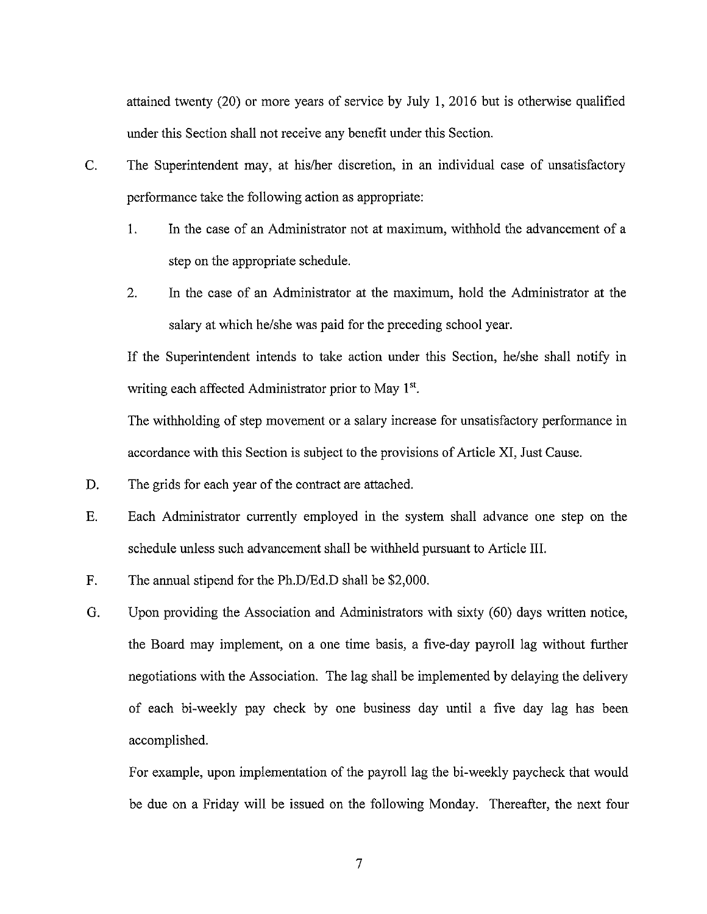attained twenty (20) or more years of service by July 1, 2016 but is otherwise qualified under this Section shall not receive any benefit under this Section.

C. The Superintendent may, at his/her discretion, in an individual case of unsatisfactory performance take the following action as appropriate:

   1. In the case of an Administrator not at maximum, withhold the advancement of a step on the appropriate schedule.

   2. In the case of an Administrator at the maximum, hold the Administrator at the salary at which he/she was paid for the preceding school year.

   If the Superintendent intends to take action under this Section, he/she shall notify in writing each affected Administrator prior to May 1st.

   The withholding of step movement or a salary increase for unsatisfactory performance in accordance with this Section is subject to the provisions of Article XI, Just Cause.

D. The grids for each year of the contract are attached.

E. Each Administrator currently employed in the system shall advance one step on the schedule unless such advancement shall be withheld pursuant to Article III.

F. The annual stipend for the Ph.D/Ed.D shall be $2,000.

G. Upon providing the Association and Administrators with sixty (60) days written notice, the Board may implement, on a one time basis, a five-day payroll lag without further negotiations with the Association. The lag shall be implemented by delaying the delivery of each bi-weekly pay check by one business day until a five day lag has been accomplished.

   For example, upon implementation of the payroll lag the bi-weekly paycheck that would be due on a Friday will be issued on the following Monday. Thereafter, the next four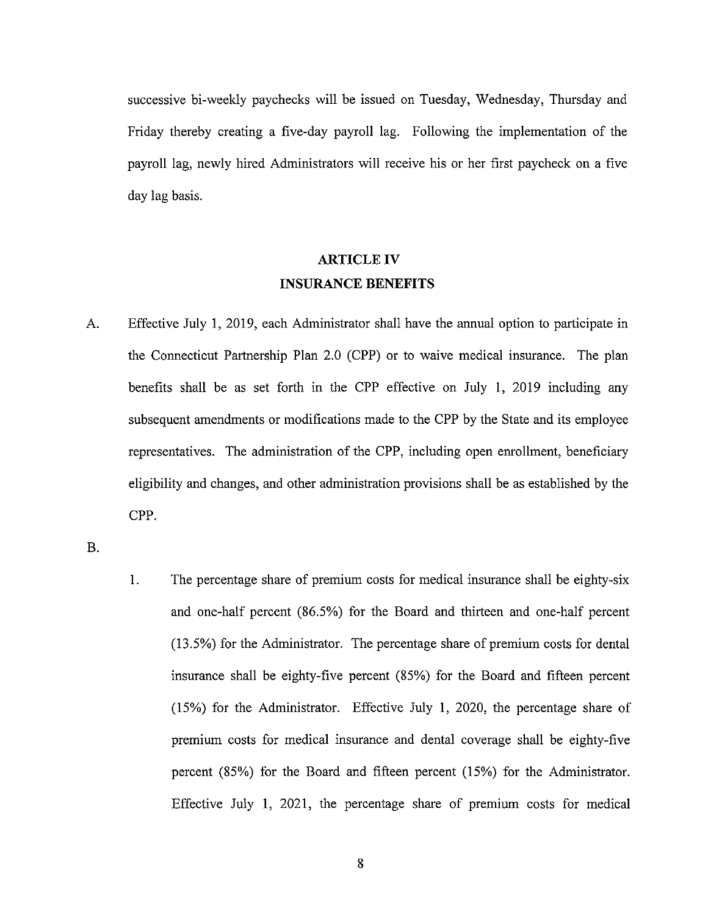successive bi-weekly paychecks will be issued on Tuesday, Wednesday, Thursday and Friday thereby creating a five-day payroll lag. Following the implementation of the payroll lag, newly hired Administrators will receive his or her first paycheck on a five day lag basis.

## ARTICLE IV
## INSURANCE BENEFITS

A. Effective July 1, 2019, each Administrator shall have the annual option to participate in the Connecticut Partnership Plan 2.0 (CPP) or to waive medical insurance. The plan benefits shall be as set forth in the CPP effective on July 1, 2019 including any subsequent amendments or modifications made to the CPP by the State and its employee representatives. The administration of the CPP, including open enrollment, beneficiary eligibility and changes, and other administration provisions shall be as established by the CPP.

B.

1. The percentage share of premium costs for medical insurance shall be eighty-six and one-half percent (86.5%) for the Board and thirteen and one-half percent (13.5%) for the Administrator. The percentage share of premium costs for dental insurance shall be eighty-five percent (85%) for the Board and fifteen percent (15%) for the Administrator. Effective July 1, 2020, the percentage share of premium costs for medical insurance and dental coverage shall be eighty-five percent (85%) for the Board and fifteen percent (15%) for the Administrator. Effective July 1, 2021, the percentage share of premium costs for medical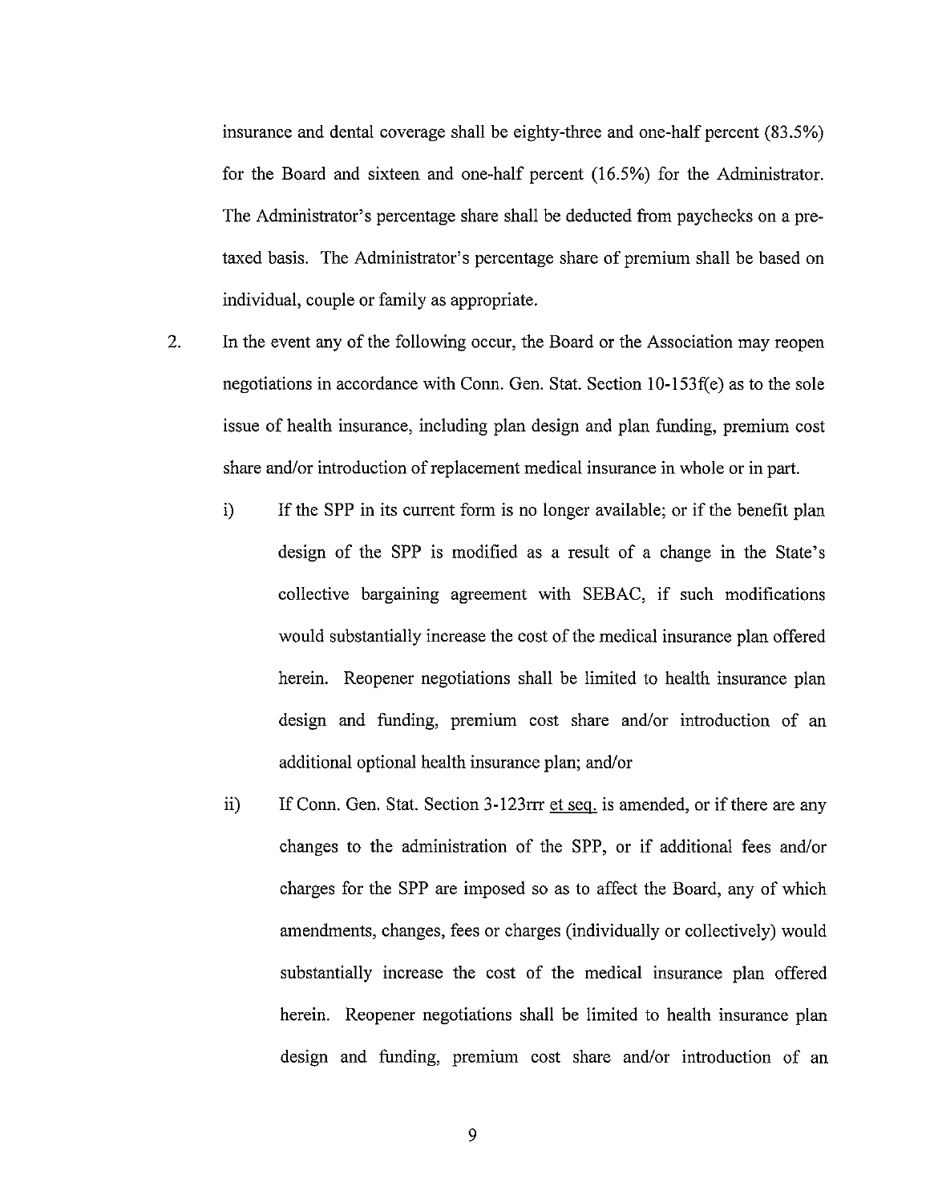insurance and dental coverage shall be eighty-three and one-half percent (83.5%) for the Board and sixteen and one-half percent (16.5%) for the Administrator. The Administrator's percentage share shall be deducted from paychecks on a pre-taxed basis. The Administrator's percentage share of premium shall be based on individual, couple or family as appropriate.

2. In the event any of the following occur, the Board or the Association may reopen negotiations in accordance with Conn. Gen. Stat. Section 10-153f(e) as to the sole issue of health insurance, including plan design and plan funding, premium cost share and/or introduction of replacement medical insurance in whole or in part.

   i) If the SPP in its current form is no longer available; or if the benefit plan design of the SPP is modified as a result of a change in the State's collective bargaining agreement with SEBAC, if such modifications would substantially increase the cost of the medical insurance plan offered herein. Reopener negotiations shall be limited to health insurance plan design and funding, premium cost share and/or introduction of an additional optional health insurance plan; and/or

   ii) If Conn. Gen. Stat. Section 3-123rrr <u>et seq.</u> is amended, or if there are any changes to the administration of the SPP, or if additional fees and/or charges for the SPP are imposed so as to affect the Board, any of which amendments, changes, fees or charges (individually or collectively) would substantially increase the cost of the medical insurance plan offered herein. Reopener negotiations shall be limited to health insurance plan design and funding, premium cost share and/or introduction of an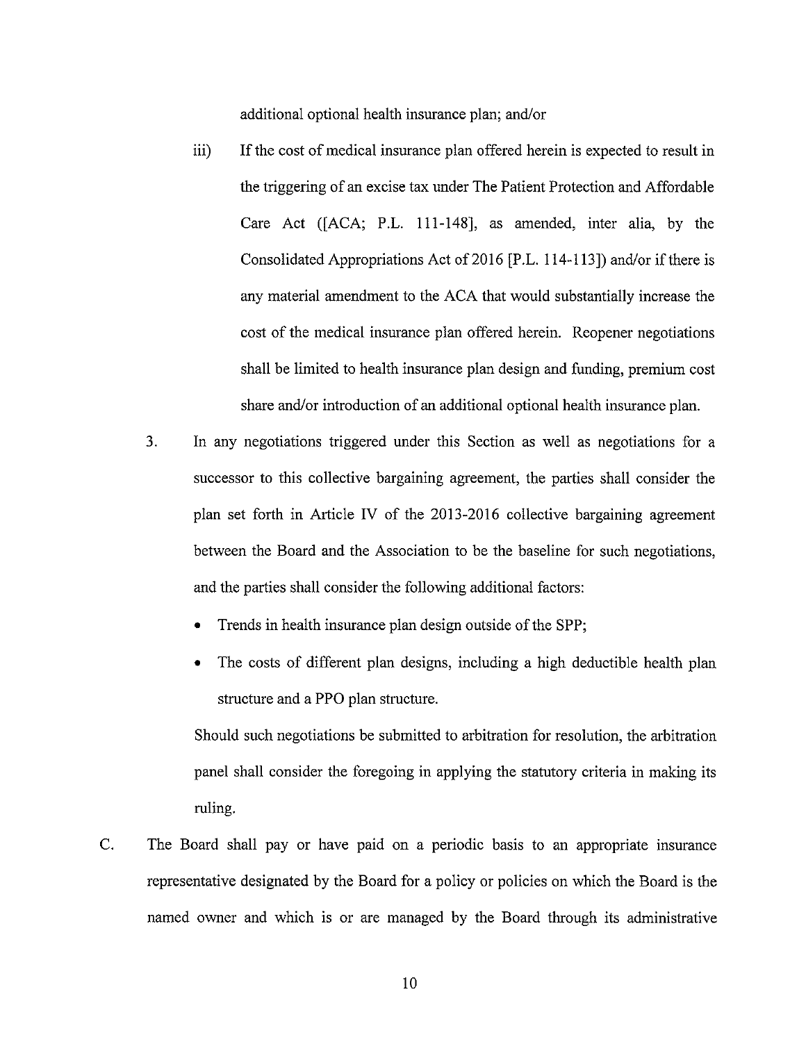additional optional health insurance plan; and/or

iii) If the cost of medical insurance plan offered herein is expected to result in the triggering of an excise tax under The Patient Protection and Affordable Care Act ([ACA; P.L. 111-148], as amended, inter alia, by the Consolidated Appropriations Act of 2016 [P.L. 114-113]) and/or if there is any material amendment to the ACA that would substantially increase the cost of the medical insurance plan offered herein. Reopener negotiations shall be limited to health insurance plan design and funding, premium cost share and/or introduction of an additional optional health insurance plan.

3. In any negotiations triggered under this Section as well as negotiations for a successor to this collective bargaining agreement, the parties shall consider the plan set forth in Article IV of the 2013-2016 collective bargaining agreement between the Board and the Association to be the baseline for such negotiations, and the parties shall consider the following additional factors:

   - Trends in health insurance plan design outside of the SPP;
   - The costs of different plan designs, including a high deductible health plan structure and a PPO plan structure.

   Should such negotiations be submitted to arbitration for resolution, the arbitration panel shall consider the foregoing in applying the statutory criteria in making its ruling.

C. The Board shall pay or have paid on a periodic basis to an appropriate insurance representative designated by the Board for a policy or policies on which the Board is the named owner and which is or are managed by the Board through its administrative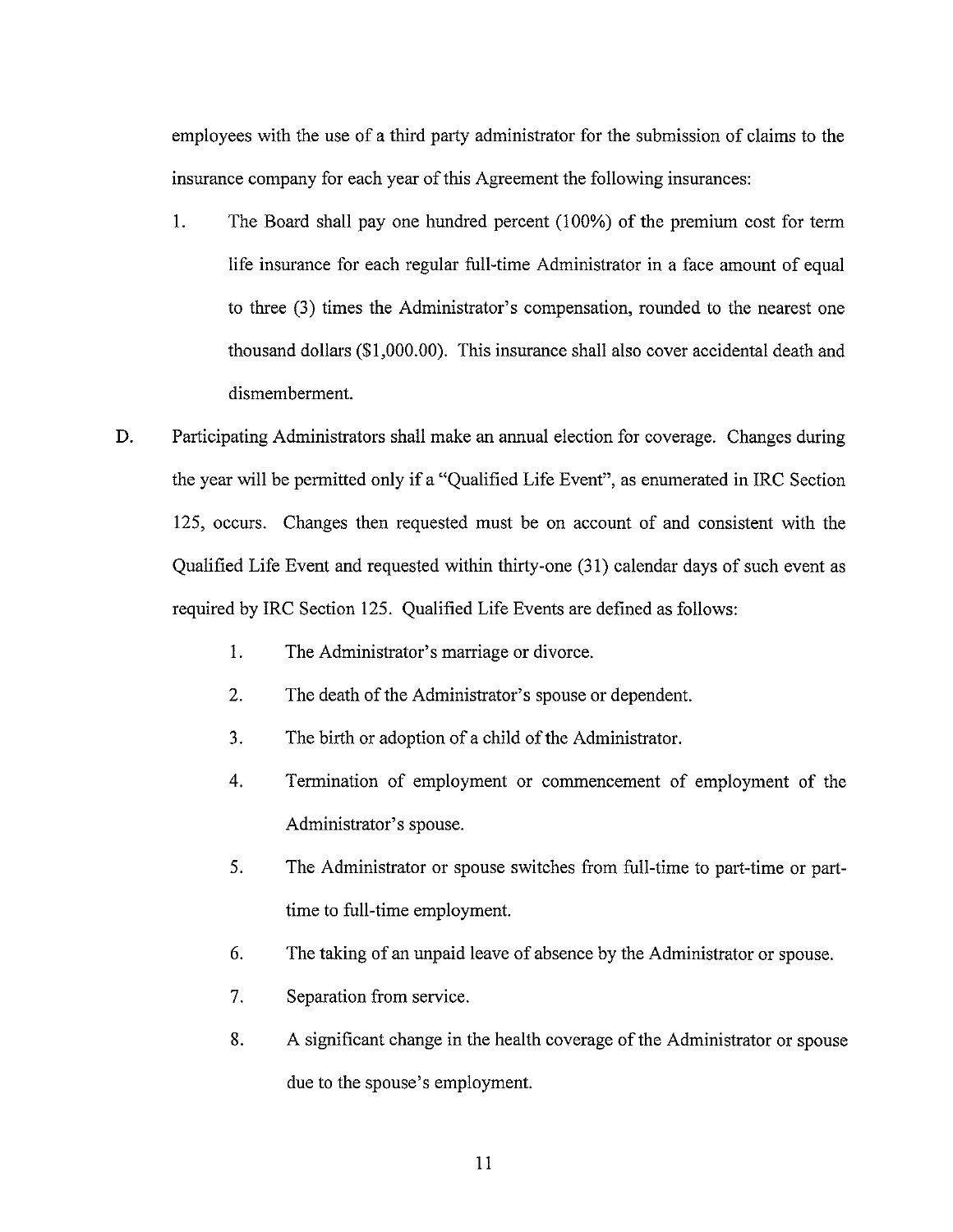employees with the use of a third party administrator for the submission of claims to the insurance company for each year of this Agreement the following insurances:

1. The Board shall pay one hundred percent (100%) of the premium cost for term life insurance for each regular full-time Administrator in a face amount of equal to three (3) times the Administrator's compensation, rounded to the nearest one thousand dollars ($1,000.00). This insurance shall also cover accidental death and dismemberment.

D. Participating Administrators shall make an annual election for coverage. Changes during the year will be permitted only if a "Qualified Life Event", as enumerated in IRC Section 125, occurs. Changes then requested must be on account of and consistent with the Qualified Life Event and requested within thirty-one (31) calendar days of such event as required by IRC Section 125. Qualified Life Events are defined as follows:

   1. The Administrator's marriage or divorce.
   2. The death of the Administrator's spouse or dependent.
   3. The birth or adoption of a child of the Administrator.
   4. Termination of employment or commencement of employment of the Administrator's spouse.
   5. The Administrator or spouse switches from full-time to part-time or part-time to full-time employment.
   6. The taking of an unpaid leave of absence by the Administrator or spouse.
   7. Separation from service.
   8. A significant change in the health coverage of the Administrator or spouse due to the spouse's employment.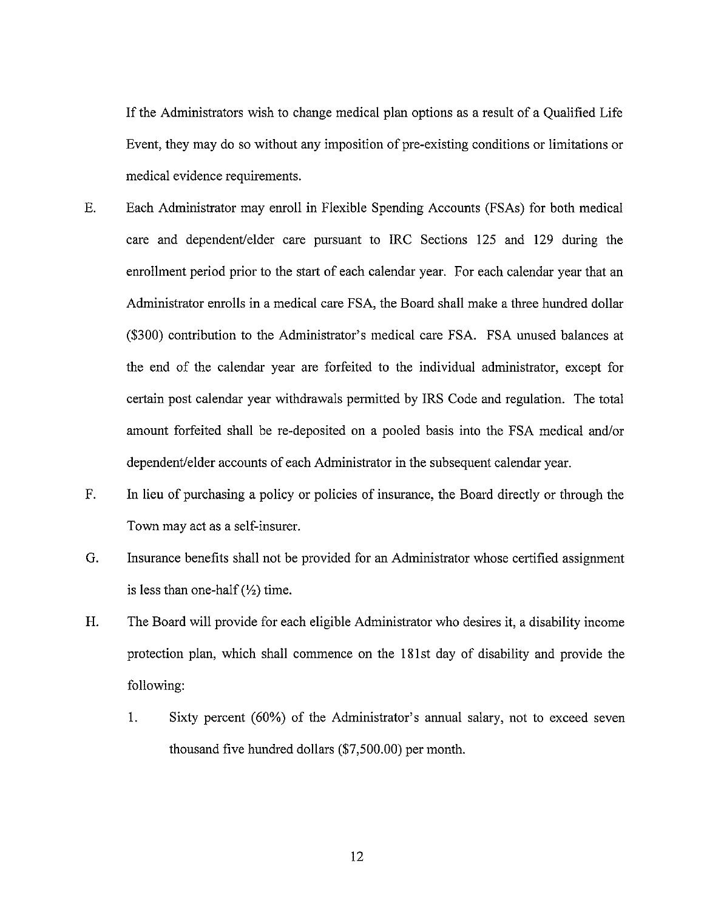If the Administrators wish to change medical plan options as a result of a Qualified Life Event, they may do so without any imposition of pre-existing conditions or limitations or medical evidence requirements.

E. Each Administrator may enroll in Flexible Spending Accounts (FSAs) for both medical care and dependent/elder care pursuant to IRC Sections 125 and 129 during the enrollment period prior to the start of each calendar year. For each calendar year that an Administrator enrolls in a medical care FSA, the Board shall make a three hundred dollar ($300) contribution to the Administrator's medical care FSA. FSA unused balances at the end of the calendar year are forfeited to the individual administrator, except for certain post calendar year withdrawals permitted by IRS Code and regulation. The total amount forfeited shall be re-deposited on a pooled basis into the FSA medical and/or dependent/elder accounts of each Administrator in the subsequent calendar year.

F. In lieu of purchasing a policy or policies of insurance, the Board directly or through the Town may act as a self-insurer.

G. Insurance benefits shall not be provided for an Administrator whose certified assignment is less than one-half (½) time.

H. The Board will provide for each eligible Administrator who desires it, a disability income protection plan, which shall commence on the 181st day of disability and provide the following:

   1. Sixty percent (60%) of the Administrator's annual salary, not to exceed seven thousand five hundred dollars ($7,500.00) per month.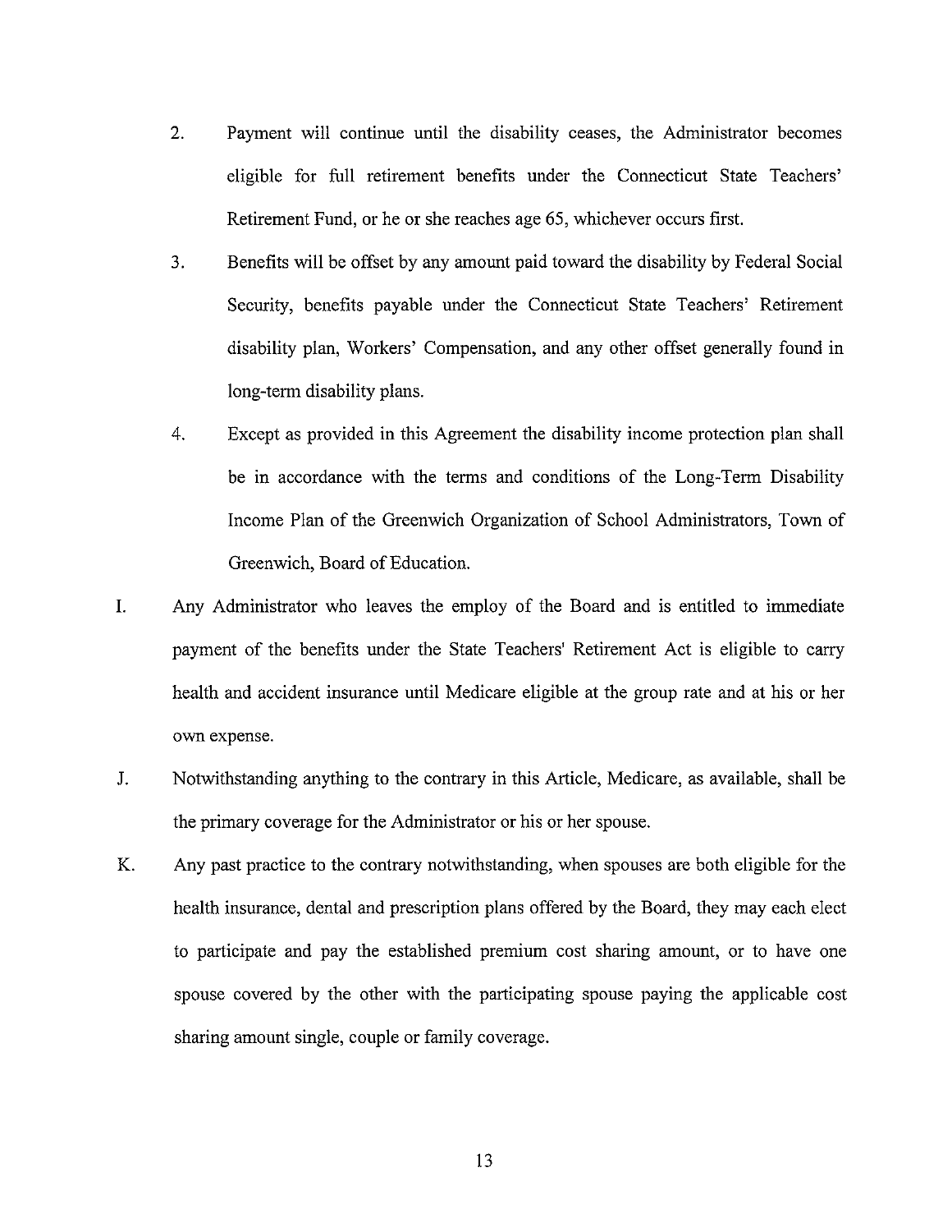2. Payment will continue until the disability ceases, the Administrator becomes eligible for full retirement benefits under the Connecticut State Teachers' Retirement Fund, or he or she reaches age 65, whichever occurs first.

3. Benefits will be offset by any amount paid toward the disability by Federal Social Security, benefits payable under the Connecticut State Teachers' Retirement disability plan, Workers' Compensation, and any other offset generally found in long-term disability plans.

4. Except as provided in this Agreement the disability income protection plan shall be in accordance with the terms and conditions of the Long-Term Disability Income Plan of the Greenwich Organization of School Administrators, Town of Greenwich, Board of Education.

I. Any Administrator who leaves the employ of the Board and is entitled to immediate payment of the benefits under the State Teachers' Retirement Act is eligible to carry health and accident insurance until Medicare eligible at the group rate and at his or her own expense.

J. Notwithstanding anything to the contrary in this Article, Medicare, as available, shall be the primary coverage for the Administrator or his or her spouse.

K. Any past practice to the contrary notwithstanding, when spouses are both eligible for the health insurance, dental and prescription plans offered by the Board, they may each elect to participate and pay the established premium cost sharing amount, or to have one spouse covered by the other with the participating spouse paying the applicable cost sharing amount single, couple or family coverage.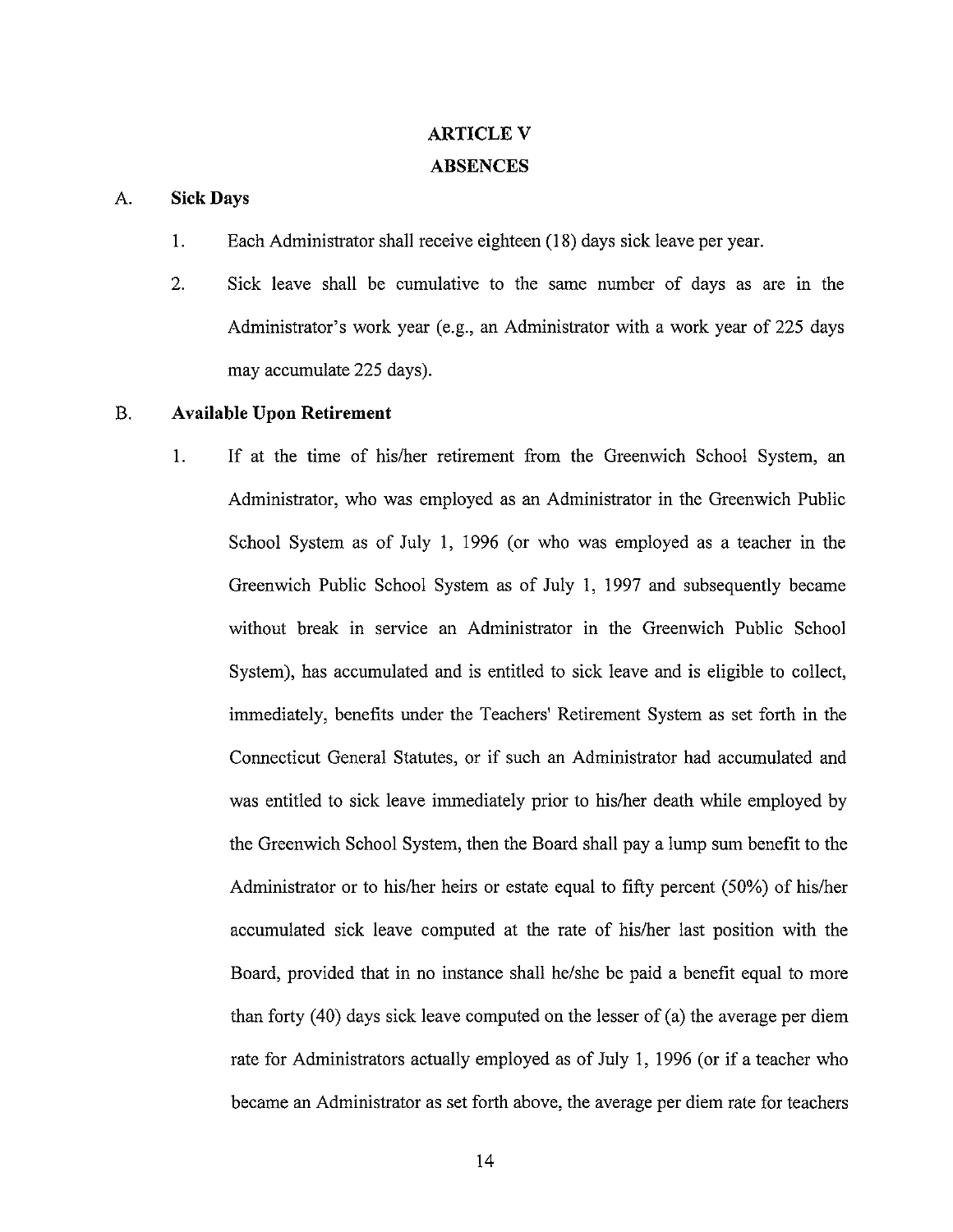# ARTICLE V

# ABSENCES

A. **Sick Days**

1. Each Administrator shall receive eighteen (18) days sick leave per year.

2. Sick leave shall be cumulative to the same number of days as are in the Administrator's work year (e.g., an Administrator with a work year of 225 days may accumulate 225 days).

B. **Available Upon Retirement**

1. If at the time of his/her retirement from the Greenwich School System, an Administrator, who was employed as an Administrator in the Greenwich Public School System as of July 1, 1996 (or who was employed as a teacher in the Greenwich Public School System as of July 1, 1997 and subsequently became without break in service an Administrator in the Greenwich Public School System), has accumulated and is entitled to sick leave and is eligible to collect, immediately, benefits under the Teachers' Retirement System as set forth in the Connecticut General Statutes, or if such an Administrator had accumulated and was entitled to sick leave immediately prior to his/her death while employed by the Greenwich School System, then the Board shall pay a lump sum benefit to the Administrator or to his/her heirs or estate equal to fifty percent (50%) of his/her accumulated sick leave computed at the rate of his/her last position with the Board, provided that in no instance shall he/she be paid a benefit equal to more than forty (40) days sick leave computed on the lesser of (a) the average per diem rate for Administrators actually employed as of July 1, 1996 (or if a teacher who became an Administrator as set forth above, the average per diem rate for teachers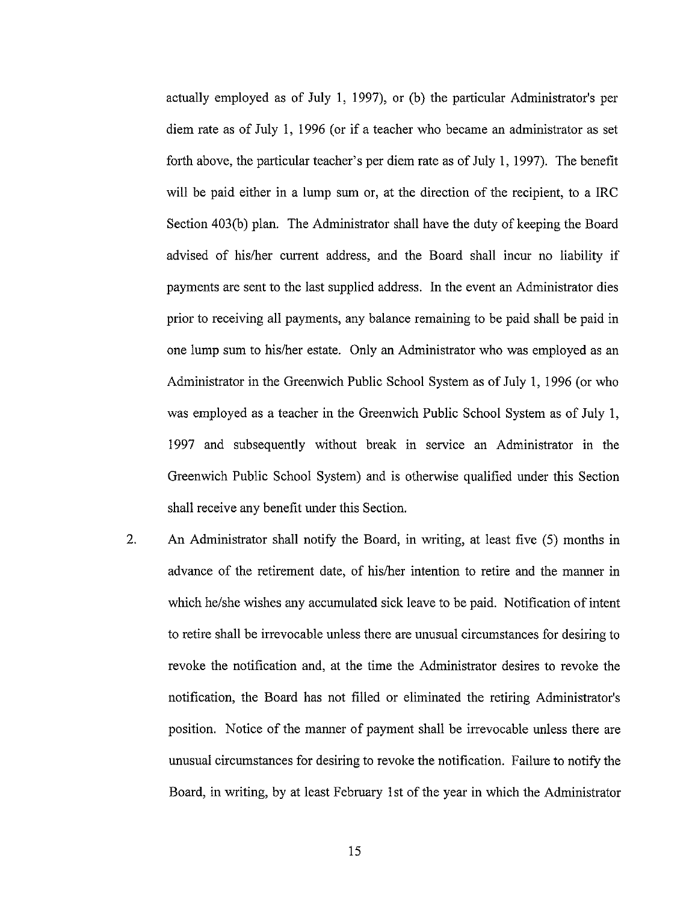actually employed as of July 1, 1997), or (b) the particular Administrator's per diem rate as of July 1, 1996 (or if a teacher who became an administrator as set forth above, the particular teacher's per diem rate as of July 1, 1997). The benefit will be paid either in a lump sum or, at the direction of the recipient, to a IRC Section 403(b) plan. The Administrator shall have the duty of keeping the Board advised of his/her current address, and the Board shall incur no liability if payments are sent to the last supplied address. In the event an Administrator dies prior to receiving all payments, any balance remaining to be paid shall be paid in one lump sum to his/her estate. Only an Administrator who was employed as an Administrator in the Greenwich Public School System as of July 1, 1996 (or who was employed as a teacher in the Greenwich Public School System as of July 1, 1997 and subsequently without break in service an Administrator in the Greenwich Public School System) and is otherwise qualified under this Section shall receive any benefit under this Section.

2. An Administrator shall notify the Board, in writing, at least five (5) months in advance of the retirement date, of his/her intention to retire and the manner in which he/she wishes any accumulated sick leave to be paid. Notification of intent to retire shall be irrevocable unless there are unusual circumstances for desiring to revoke the notification and, at the time the Administrator desires to revoke the notification, the Board has not filled or eliminated the retiring Administrator's position. Notice of the manner of payment shall be irrevocable unless there are unusual circumstances for desiring to revoke the notification. Failure to notify the Board, in writing, by at least February 1st of the year in which the Administrator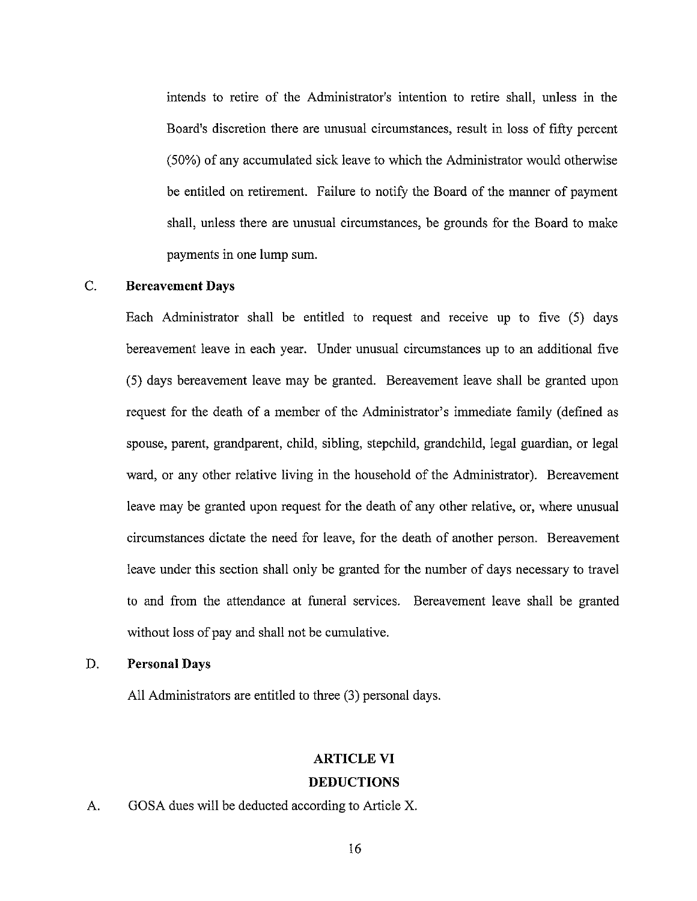intends to retire of the Administrator's intention to retire shall, unless in the Board's discretion there are unusual circumstances, result in loss of fifty percent (50%) of any accumulated sick leave to which the Administrator would otherwise be entitled on retirement. Failure to notify the Board of the manner of payment shall, unless there are unusual circumstances, be grounds for the Board to make payments in one lump sum.

C. **Bereavement Days**

Each Administrator shall be entitled to request and receive up to five (5) days bereavement leave in each year. Under unusual circumstances up to an additional five (5) days bereavement leave may be granted. Bereavement leave shall be granted upon request for the death of a member of the Administrator's immediate family (defined as spouse, parent, grandparent, child, sibling, stepchild, grandchild, legal guardian, or legal ward, or any other relative living in the household of the Administrator). Bereavement leave may be granted upon request for the death of any other relative, or, where unusual circumstances dictate the need for leave, for the death of another person. Bereavement leave under this section shall only be granted for the number of days necessary to travel to and from the attendance at funeral services. Bereavement leave shall be granted without loss of pay and shall not be cumulative.

D. **Personal Days**

All Administrators are entitled to three (3) personal days.

## ARTICLE VI
## DEDUCTIONS

A. GOSA dues will be deducted according to Article X.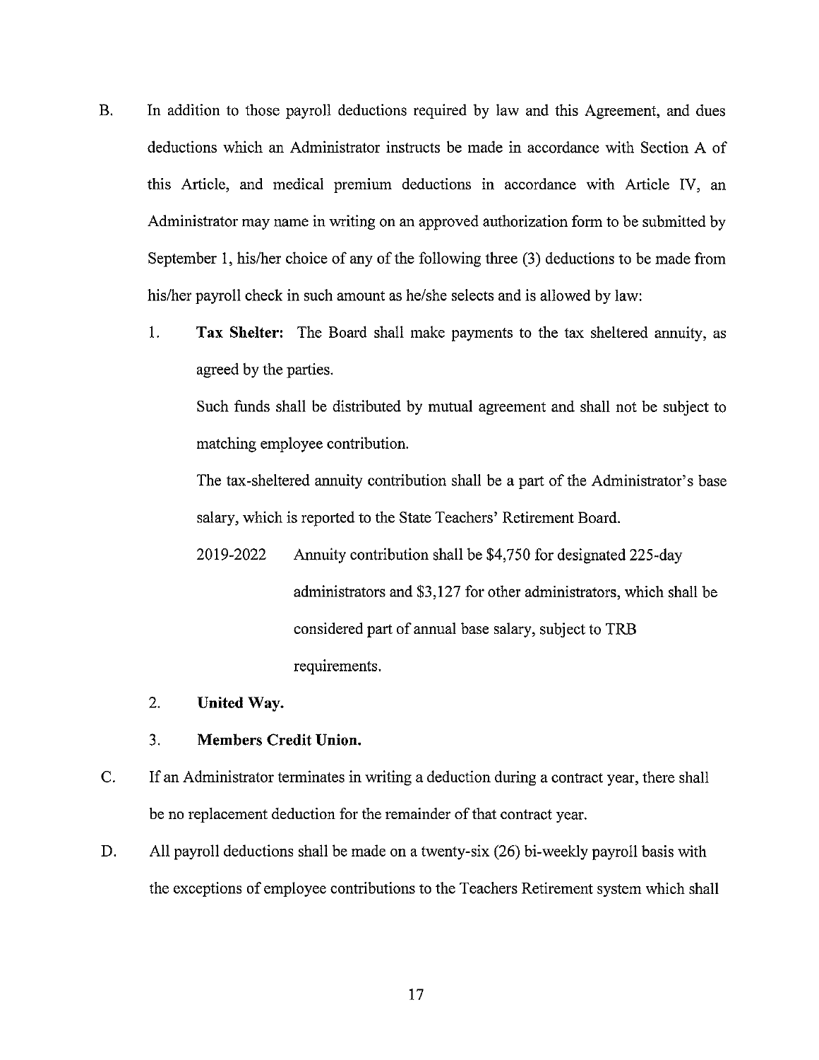B. In addition to those payroll deductions required by law and this Agreement, and dues deductions which an Administrator instructs be made in accordance with Section A of this Article, and medical premium deductions in accordance with Article IV, an Administrator may name in writing on an approved authorization form to be submitted by September 1, his/her choice of any of the following three (3) deductions to be made from his/her payroll check in such amount as he/she selects and is allowed by law:

   1. **Tax Shelter:** The Board shall make payments to the tax sheltered annuity, as agreed by the parties.

      Such funds shall be distributed by mutual agreement and shall not be subject to matching employee contribution.

      The tax-sheltered annuity contribution shall be a part of the Administrator's base salary, which is reported to the State Teachers' Retirement Board.

      2019-2022 Annuity contribution shall be $4,750 for designated 225-day administrators and $3,127 for other administrators, which shall be considered part of annual base salary, subject to TRB requirements.

   2. **United Way.**

   3. **Members Credit Union.**

C. If an Administrator terminates in writing a deduction during a contract year, there shall be no replacement deduction for the remainder of that contract year.

D. All payroll deductions shall be made on a twenty-six (26) bi-weekly payroll basis with the exceptions of employee contributions to the Teachers Retirement system which shall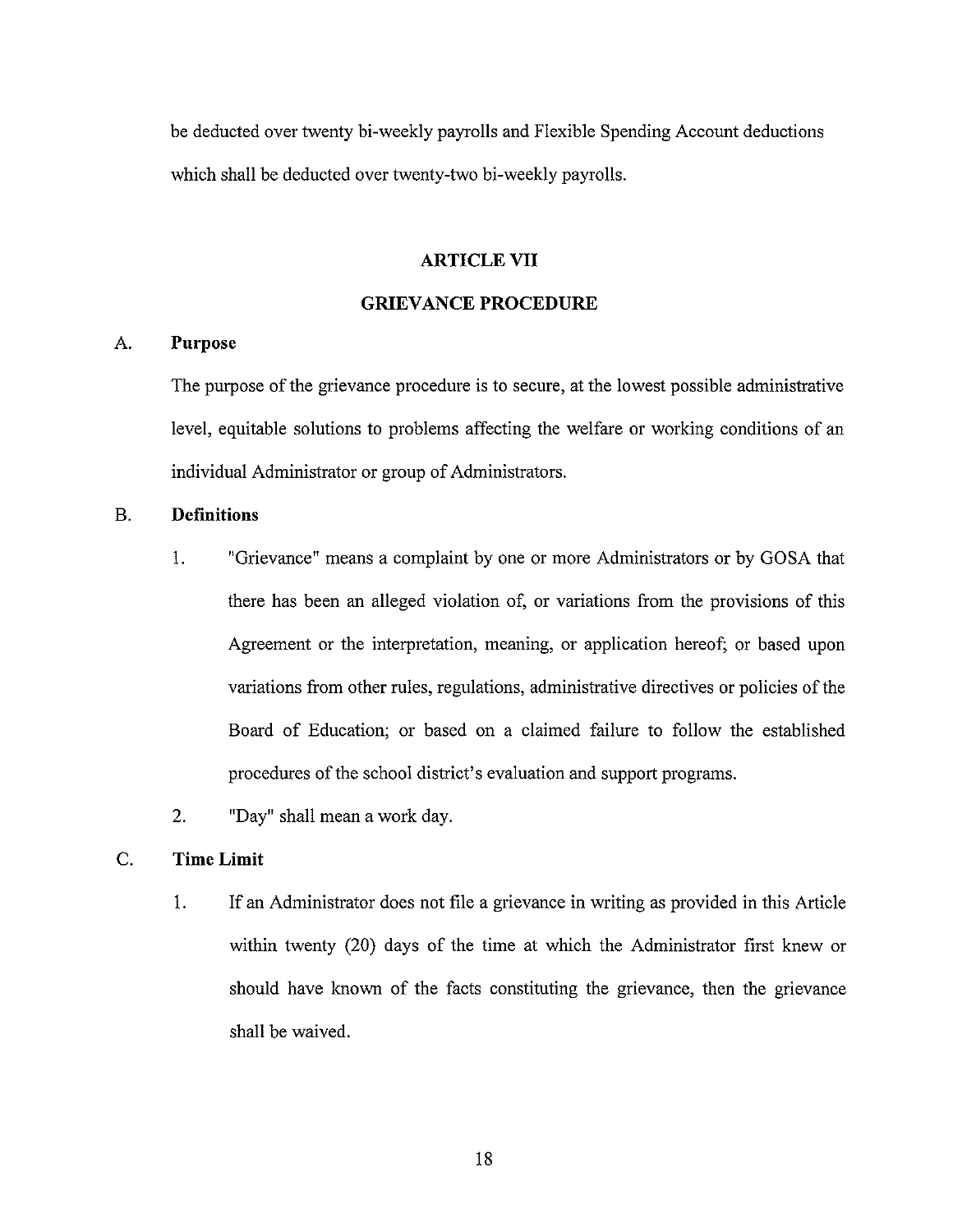be deducted over twenty bi-weekly payrolls and Flexible Spending Account deductions which shall be deducted over twenty-two bi-weekly payrolls.

## ARTICLE VII

## GRIEVANCE PROCEDURE

A. **Purpose**

The purpose of the grievance procedure is to secure, at the lowest possible administrative level, equitable solutions to problems affecting the welfare or working conditions of an individual Administrator or group of Administrators.

B. **Definitions**

1. "Grievance" means a complaint by one or more Administrators or by GOSA that there has been an alleged violation of, or variations from the provisions of this Agreement or the interpretation, meaning, or application hereof; or based upon variations from other rules, regulations, administrative directives or policies of the Board of Education; or based on a claimed failure to follow the established procedures of the school district's evaluation and support programs.

2. "Day" shall mean a work day.

C. **Time Limit**

1. If an Administrator does not file a grievance in writing as provided in this Article within twenty (20) days of the time at which the Administrator first knew or should have known of the facts constituting the grievance, then the grievance shall be waived.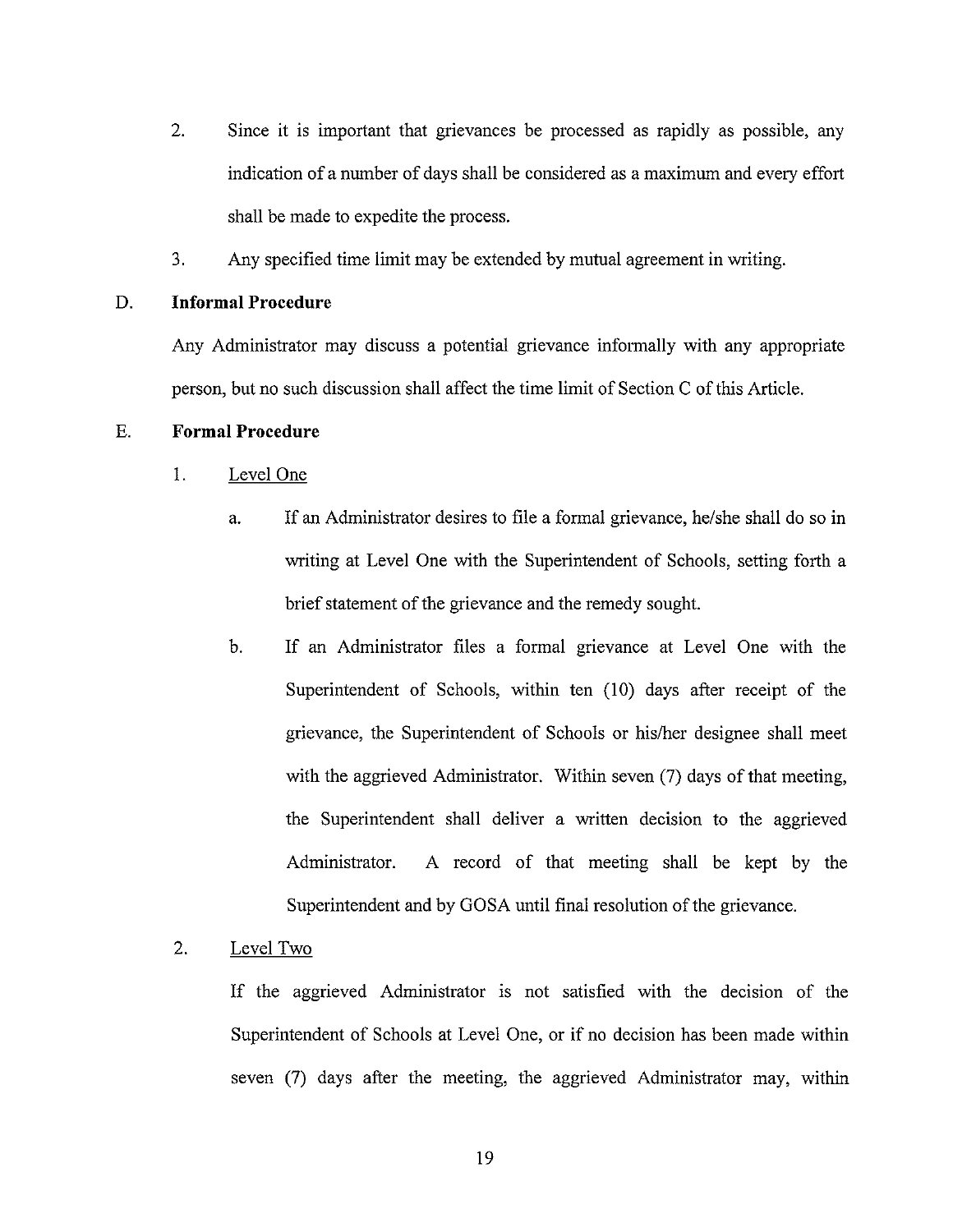2. Since it is important that grievances be processed as rapidly as possible, any indication of a number of days shall be considered as a maximum and every effort shall be made to expedite the process.

3. Any specified time limit may be extended by mutual agreement in writing.

## D. Informal Procedure

Any Administrator may discuss a potential grievance informally with any appropriate person, but no such discussion shall affect the time limit of Section C of this Article.

## E. Formal Procedure

1. Level One

   a. If an Administrator desires to file a formal grievance, he/she shall do so in writing at Level One with the Superintendent of Schools, setting forth a brief statement of the grievance and the remedy sought.

   b. If an Administrator files a formal grievance at Level One with the Superintendent of Schools, within ten (10) days after receipt of the grievance, the Superintendent of Schools or his/her designee shall meet with the aggrieved Administrator. Within seven (7) days of that meeting, the Superintendent shall deliver a written decision to the aggrieved Administrator. A record of that meeting shall be kept by the Superintendent and by GOSA until final resolution of the grievance.

2. Level Two

   If the aggrieved Administrator is not satisfied with the decision of the Superintendent of Schools at Level One, or if no decision has been made within seven (7) days after the meeting, the aggrieved Administrator may, within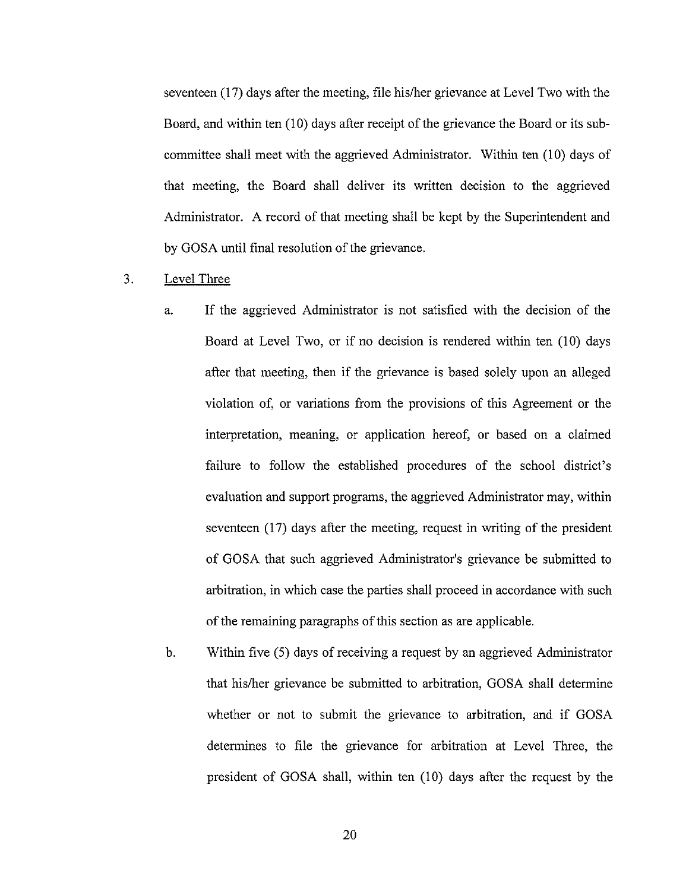seventeen (17) days after the meeting, file his/her grievance at Level Two with the Board, and within ten (10) days after receipt of the grievance the Board or its sub-committee shall meet with the aggrieved Administrator. Within ten (10) days of that meeting, the Board shall deliver its written decision to the aggrieved Administrator. A record of that meeting shall be kept by the Superintendent and by GOSA until final resolution of the grievance.

3. Level Three

   a. If the aggrieved Administrator is not satisfied with the decision of the Board at Level Two, or if no decision is rendered within ten (10) days after that meeting, then if the grievance is based solely upon an alleged violation of, or variations from the provisions of this Agreement or the interpretation, meaning, or application hereof, or based on a claimed failure to follow the established procedures of the school district's evaluation and support programs, the aggrieved Administrator may, within seventeen (17) days after the meeting, request in writing of the president of GOSA that such aggrieved Administrator's grievance be submitted to arbitration, in which case the parties shall proceed in accordance with such of the remaining paragraphs of this section as are applicable.

   b. Within five (5) days of receiving a request by an aggrieved Administrator that his/her grievance be submitted to arbitration, GOSA shall determine whether or not to submit the grievance to arbitration, and if GOSA determines to file the grievance for arbitration at Level Three, the president of GOSA shall, within ten (10) days after the request by the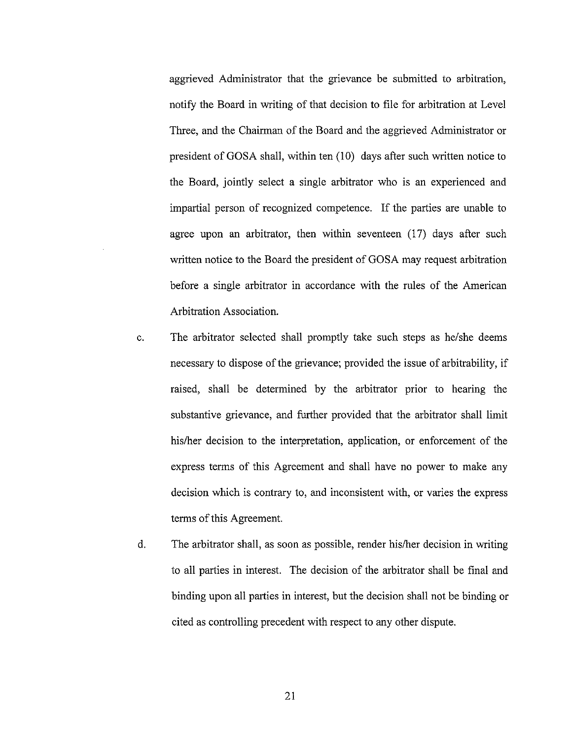aggrieved Administrator that the grievance be submitted to arbitration, notify the Board in writing of that decision to file for arbitration at Level Three, and the Chairman of the Board and the aggrieved Administrator or president of GOSA shall, within ten (10) days after such written notice to the Board, jointly select a single arbitrator who is an experienced and impartial person of recognized competence. If the parties are unable to agree upon an arbitrator, then within seventeen (17) days after such written notice to the Board the president of GOSA may request arbitration before a single arbitrator in accordance with the rules of the American Arbitration Association.

c. The arbitrator selected shall promptly take such steps as he/she deems necessary to dispose of the grievance; provided the issue of arbitrability, if raised, shall be determined by the arbitrator prior to hearing the substantive grievance, and further provided that the arbitrator shall limit his/her decision to the interpretation, application, or enforcement of the express terms of this Agreement and shall have no power to make any decision which is contrary to, and inconsistent with, or varies the express terms of this Agreement.

d. The arbitrator shall, as soon as possible, render his/her decision in writing to all parties in interest. The decision of the arbitrator shall be final and binding upon all parties in interest, but the decision shall not be binding or cited as controlling precedent with respect to any other dispute.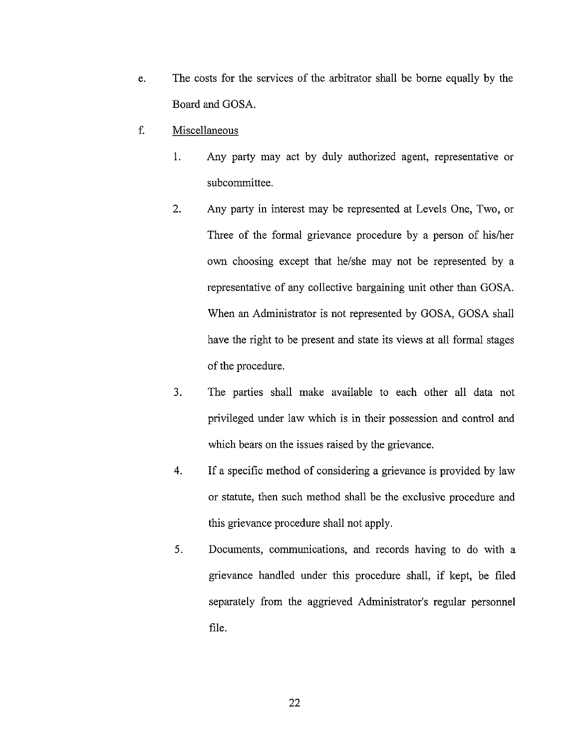e. The costs for the services of the arbitrator shall be borne equally by the Board and GOSA.

f. Miscellaneous

   1. Any party may act by duly authorized agent, representative or subcommittee.

   2. Any party in interest may be represented at Levels One, Two, or Three of the formal grievance procedure by a person of his/her own choosing except that he/she may not be represented by a representative of any collective bargaining unit other than GOSA. When an Administrator is not represented by GOSA, GOSA shall have the right to be present and state its views at all formal stages of the procedure.

   3. The parties shall make available to each other all data not privileged under law which is in their possession and control and which bears on the issues raised by the grievance.

   4. If a specific method of considering a grievance is provided by law or statute, then such method shall be the exclusive procedure and this grievance procedure shall not apply.

   5. Documents, communications, and records having to do with a grievance handled under this procedure shall, if kept, be filed separately from the aggrieved Administrator's regular personnel file.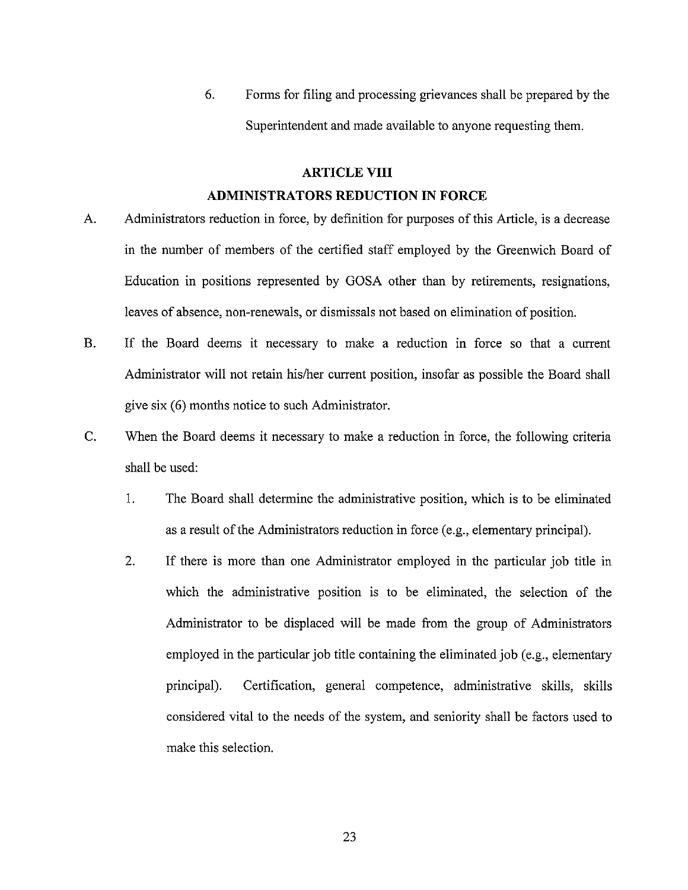6. Forms for filing and processing grievances shall be prepared by the Superintendent and made available to anyone requesting them.

## ARTICLE VIII

## ADMINISTRATORS REDUCTION IN FORCE

A. Administrators reduction in force, by definition for purposes of this Article, is a decrease in the number of members of the certified staff employed by the Greenwich Board of Education in positions represented by GOSA other than by retirements, resignations, leaves of absence, non-renewals, or dismissals not based on elimination of position.

B. If the Board deems it necessary to make a reduction in force so that a current Administrator will not retain his/her current position, insofar as possible the Board shall give six (6) months notice to such Administrator.

C. When the Board deems it necessary to make a reduction in force, the following criteria shall be used:

1. The Board shall determine the administrative position, which is to be eliminated as a result of the Administrators reduction in force (e.g., elementary principal).

2. If there is more than one Administrator employed in the particular job title in which the administrative position is to be eliminated, the selection of the Administrator to be displaced will be made from the group of Administrators employed in the particular job title containing the eliminated job (e.g., elementary principal). Certification, general competence, administrative skills, skills considered vital to the needs of the system, and seniority shall be factors used to make this selection.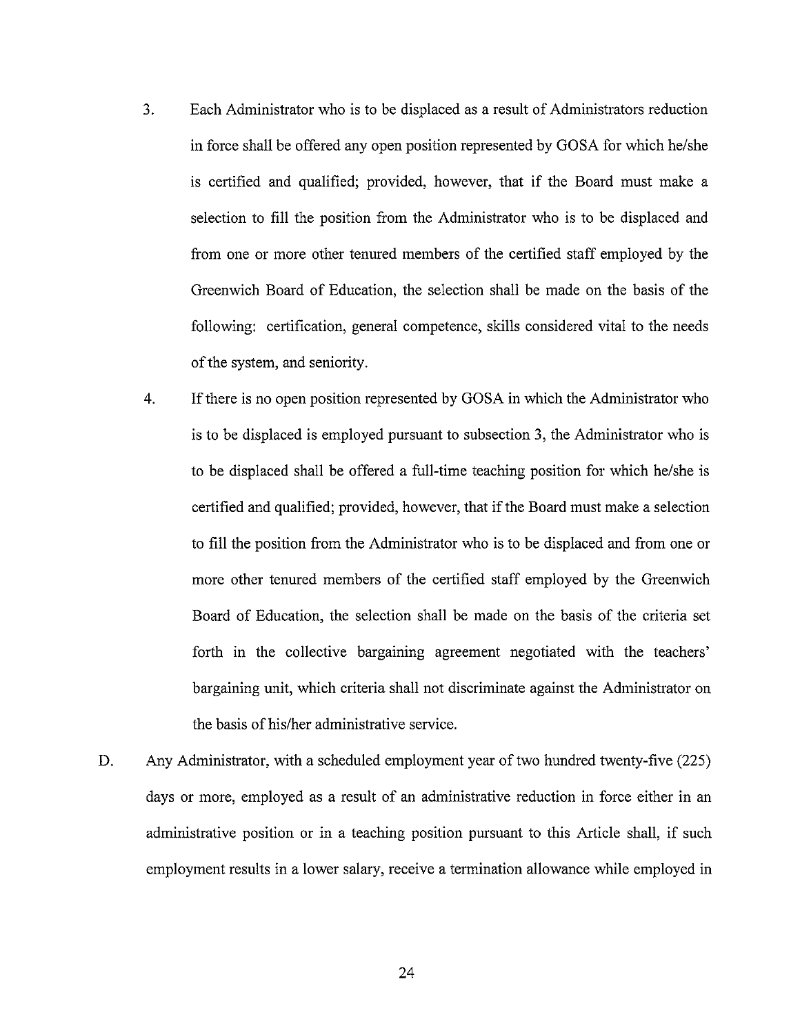3. Each Administrator who is to be displaced as a result of Administrators reduction in force shall be offered any open position represented by GOSA for which he/she is certified and qualified; provided, however, that if the Board must make a selection to fill the position from the Administrator who is to be displaced and from one or more other tenured members of the certified staff employed by the Greenwich Board of Education, the selection shall be made on the basis of the following: certification, general competence, skills considered vital to the needs of the system, and seniority.

4. If there is no open position represented by GOSA in which the Administrator who is to be displaced is employed pursuant to subsection 3, the Administrator who is to be displaced shall be offered a full-time teaching position for which he/she is certified and qualified; provided, however, that if the Board must make a selection to fill the position from the Administrator who is to be displaced and from one or more other tenured members of the certified staff employed by the Greenwich Board of Education, the selection shall be made on the basis of the criteria set forth in the collective bargaining agreement negotiated with the teachers' bargaining unit, which criteria shall not discriminate against the Administrator on the basis of his/her administrative service.

D. Any Administrator, with a scheduled employment year of two hundred twenty-five (225) days or more, employed as a result of an administrative reduction in force either in an administrative position or in a teaching position pursuant to this Article shall, if such employment results in a lower salary, receive a termination allowance while employed in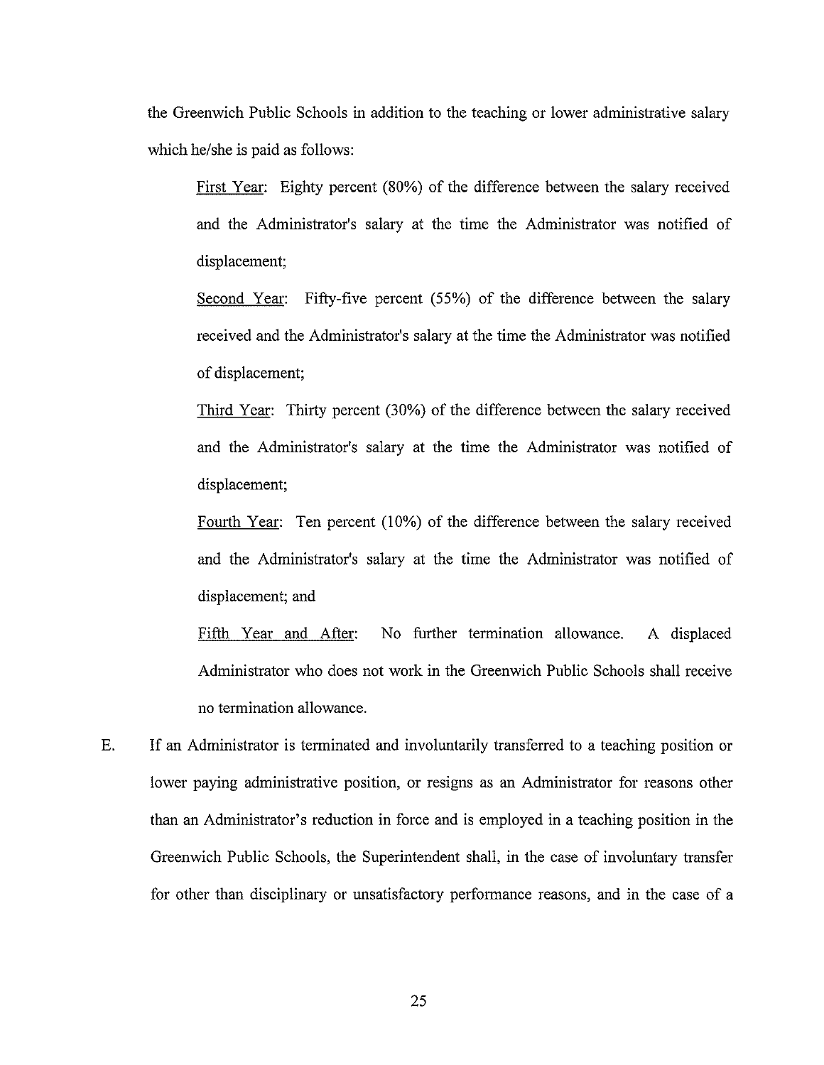the Greenwich Public Schools in addition to the teaching or lower administrative salary which he/she is paid as follows:

> <u>First Year</u>: Eighty percent (80%) of the difference between the salary received and the Administrator's salary at the time the Administrator was notified of displacement;
>
> <u>Second Year</u>: Fifty-five percent (55%) of the difference between the salary received and the Administrator's salary at the time the Administrator was notified of displacement;
>
> <u>Third Year</u>: Thirty percent (30%) of the difference between the salary received and the Administrator's salary at the time the Administrator was notified of displacement;
>
> <u>Fourth Year</u>: Ten percent (10%) of the difference between the salary received and the Administrator's salary at the time the Administrator was notified of displacement; and
>
> <u>Fifth Year and After</u>: No further termination allowance. A displaced Administrator who does not work in the Greenwich Public Schools shall receive no termination allowance.

E. If an Administrator is terminated and involuntarily transferred to a teaching position or lower paying administrative position, or resigns as an Administrator for reasons other than an Administrator's reduction in force and is employed in a teaching position in the Greenwich Public Schools, the Superintendent shall, in the case of involuntary transfer for other than disciplinary or unsatisfactory performance reasons, and in the case of a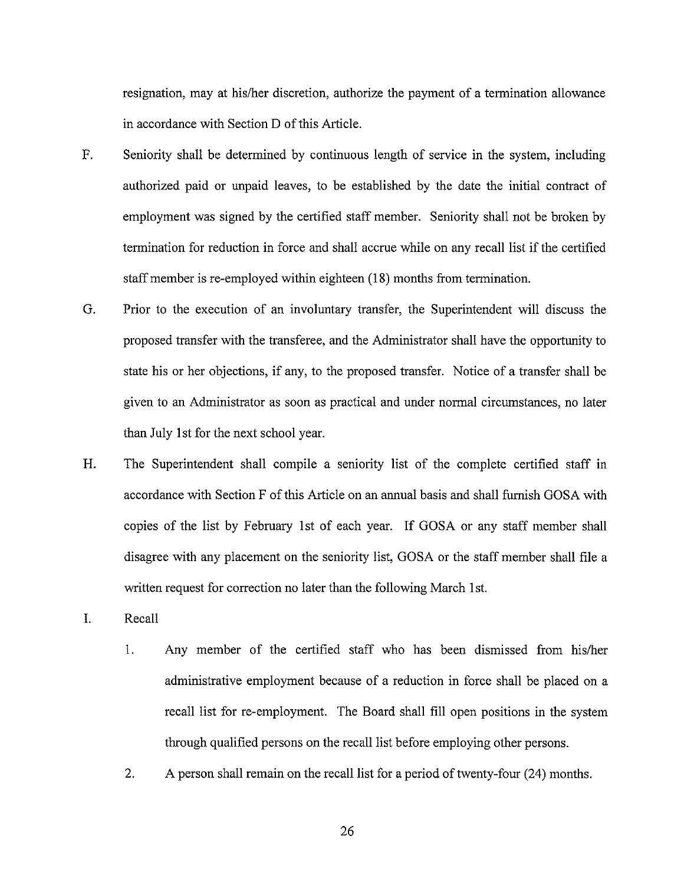resignation, may at his/her discretion, authorize the payment of a termination allowance in accordance with Section D of this Article.

F. Seniority shall be determined by continuous length of service in the system, including authorized paid or unpaid leaves, to be established by the date the initial contract of employment was signed by the certified staff member. Seniority shall not be broken by termination for reduction in force and shall accrue while on any recall list if the certified staff member is re-employed within eighteen (18) months from termination.

G. Prior to the execution of an involuntary transfer, the Superintendent will discuss the proposed transfer with the transferee, and the Administrator shall have the opportunity to state his or her objections, if any, to the proposed transfer. Notice of a transfer shall be given to an Administrator as soon as practical and under normal circumstances, no later than July 1st for the next school year.

H. The Superintendent shall compile a seniority list of the complete certified staff in accordance with Section F of this Article on an annual basis and shall furnish GOSA with copies of the list by February 1st of each year. If GOSA or any staff member shall disagree with any placement on the seniority list, GOSA or the staff member shall file a written request for correction no later than the following March 1st.

I. Recall

1. Any member of the certified staff who has been dismissed from his/her administrative employment because of a reduction in force shall be placed on a recall list for re-employment. The Board shall fill open positions in the system through qualified persons on the recall list before employing other persons.

2. A person shall remain on the recall list for a period of twenty-four (24) months.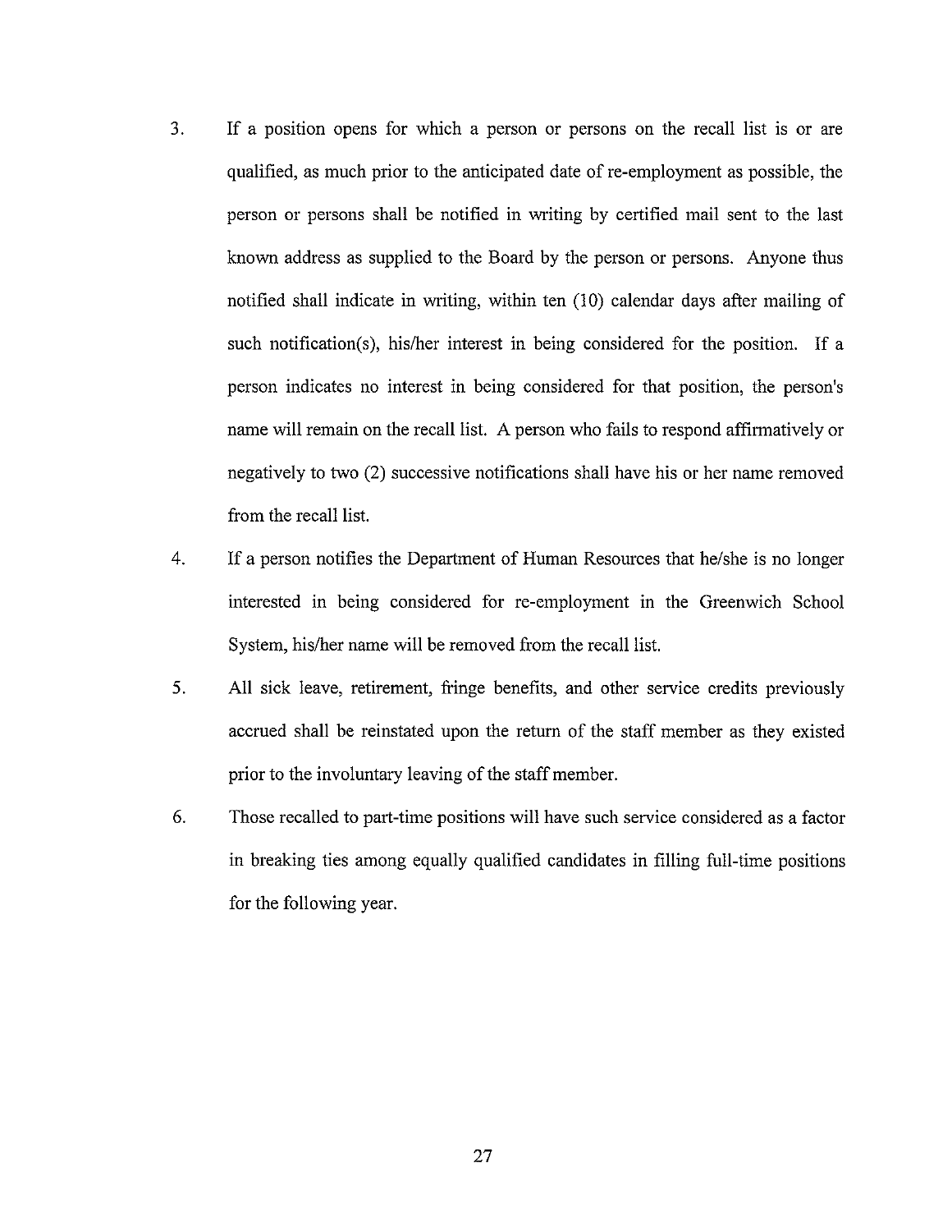3. If a position opens for which a person or persons on the recall list is or are qualified, as much prior to the anticipated date of re-employment as possible, the person or persons shall be notified in writing by certified mail sent to the last known address as supplied to the Board by the person or persons. Anyone thus notified shall indicate in writing, within ten (10) calendar days after mailing of such notification(s), his/her interest in being considered for the position. If a person indicates no interest in being considered for that position, the person's name will remain on the recall list. A person who fails to respond affirmatively or negatively to two (2) successive notifications shall have his or her name removed from the recall list.

4. If a person notifies the Department of Human Resources that he/she is no longer interested in being considered for re-employment in the Greenwich School System, his/her name will be removed from the recall list.

5. All sick leave, retirement, fringe benefits, and other service credits previously accrued shall be reinstated upon the return of the staff member as they existed prior to the involuntary leaving of the staff member.

6. Those recalled to part-time positions will have such service considered as a factor in breaking ties among equally qualified candidates in filling full-time positions for the following year.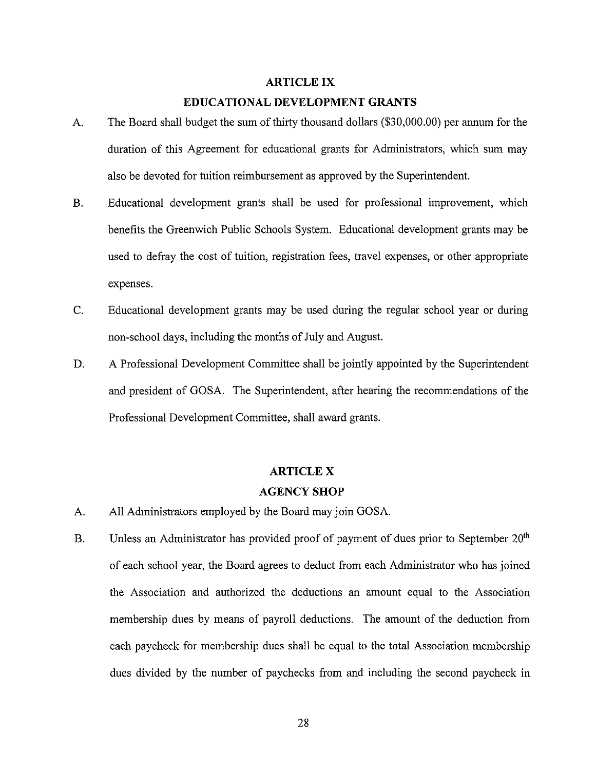## ARTICLE IX

## EDUCATIONAL DEVELOPMENT GRANTS

A. The Board shall budget the sum of thirty thousand dollars ($30,000.00) per annum for the duration of this Agreement for educational grants for Administrators, which sum may also be devoted for tuition reimbursement as approved by the Superintendent.

B. Educational development grants shall be used for professional improvement, which benefits the Greenwich Public Schools System. Educational development grants may be used to defray the cost of tuition, registration fees, travel expenses, or other appropriate expenses.

C. Educational development grants may be used during the regular school year or during non-school days, including the months of July and August.

D. A Professional Development Committee shall be jointly appointed by the Superintendent and president of GOSA. The Superintendent, after hearing the recommendations of the Professional Development Committee, shall award grants.

## ARTICLE X

## AGENCY SHOP

A. All Administrators employed by the Board may join GOSA.

B. Unless an Administrator has provided proof of payment of dues prior to September 20th of each school year, the Board agrees to deduct from each Administrator who has joined the Association and authorized the deductions an amount equal to the Association membership dues by means of payroll deductions. The amount of the deduction from each paycheck for membership dues shall be equal to the total Association membership dues divided by the number of paychecks from and including the second paycheck in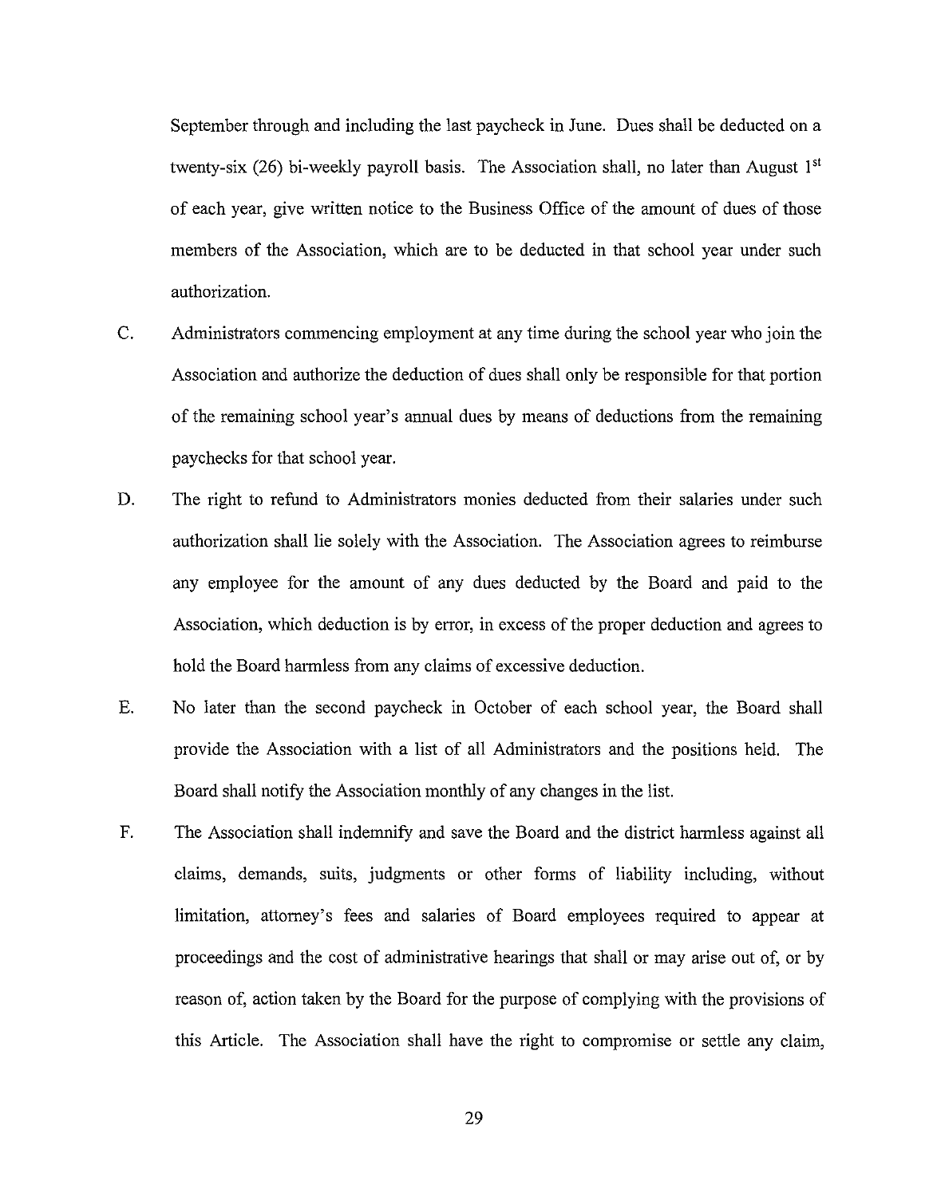September through and including the last paycheck in June. Dues shall be deducted on a twenty-six (26) bi-weekly payroll basis. The Association shall, no later than August 1st of each year, give written notice to the Business Office of the amount of dues of those members of the Association, which are to be deducted in that school year under such authorization.

C. Administrators commencing employment at any time during the school year who join the Association and authorize the deduction of dues shall only be responsible for that portion of the remaining school year's annual dues by means of deductions from the remaining paychecks for that school year.

D. The right to refund to Administrators monies deducted from their salaries under such authorization shall lie solely with the Association. The Association agrees to reimburse any employee for the amount of any dues deducted by the Board and paid to the Association, which deduction is by error, in excess of the proper deduction and agrees to hold the Board harmless from any claims of excessive deduction.

E. No later than the second paycheck in October of each school year, the Board shall provide the Association with a list of all Administrators and the positions held. The Board shall notify the Association monthly of any changes in the list.

F. The Association shall indemnify and save the Board and the district harmless against all claims, demands, suits, judgments or other forms of liability including, without limitation, attorney's fees and salaries of Board employees required to appear at proceedings and the cost of administrative hearings that shall or may arise out of, or by reason of, action taken by the Board for the purpose of complying with the provisions of this Article. The Association shall have the right to compromise or settle any claim,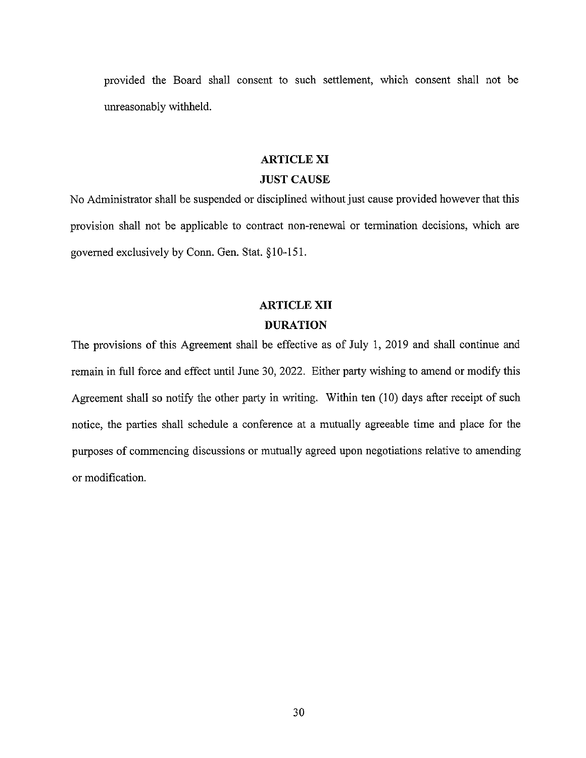provided the Board shall consent to such settlement, which consent shall not be unreasonably withheld.

## ARTICLE XI
## JUST CAUSE

No Administrator shall be suspended or disciplined without just cause provided however that this provision shall not be applicable to contract non-renewal or termination decisions, which are governed exclusively by Conn. Gen. Stat. §10-151.

## ARTICLE XII
## DURATION

The provisions of this Agreement shall be effective as of July 1, 2019 and shall continue and remain in full force and effect until June 30, 2022. Either party wishing to amend or modify this Agreement shall so notify the other party in writing. Within ten (10) days after receipt of such notice, the parties shall schedule a conference at a mutually agreeable time and place for the purposes of commencing discussions or mutually agreed upon negotiations relative to amending or modification.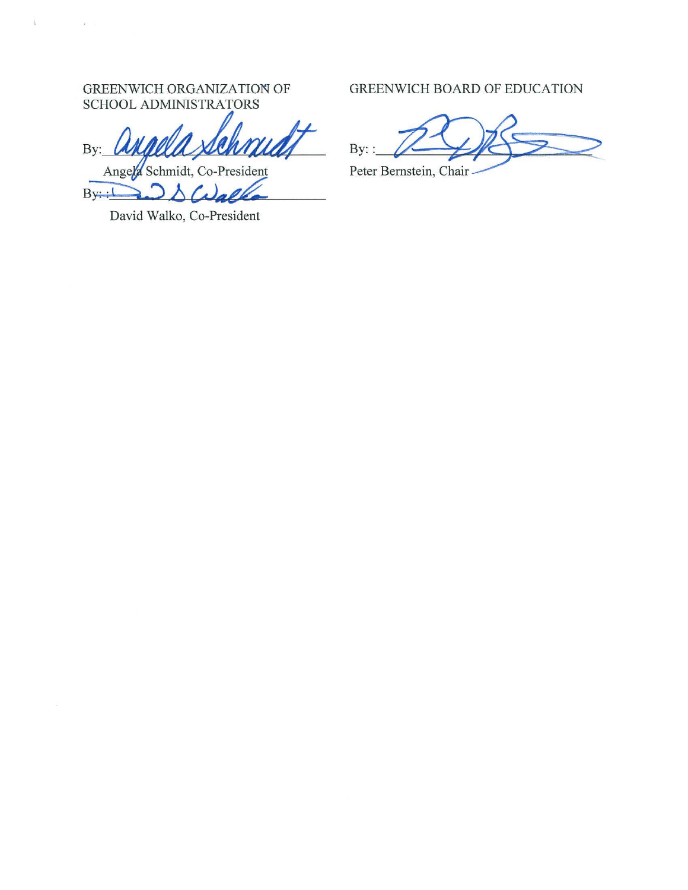GREENWICH ORGANIZATION OF SCHOOL ADMINISTRATORS

By: ______________________

Angela Schmidt, Co-President

By: ______________________

David Walko, Co-President

GREENWICH BOARD OF EDUCATION

By: : ______________________

Peter Bernstein, Chair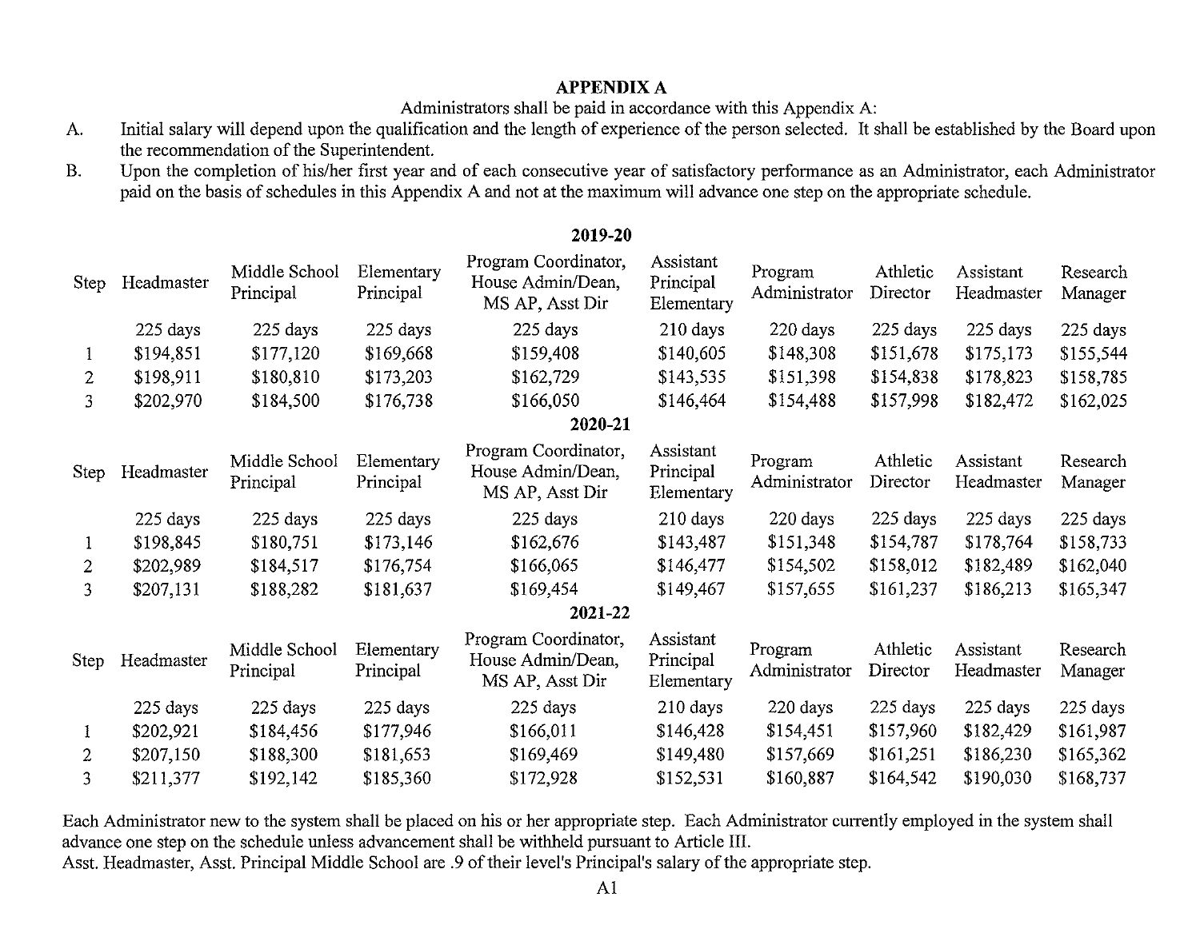# APPENDIX A

Administrators shall be paid in accordance with this Appendix A:

A. Initial salary will depend upon the qualification and the length of experience of the person selected. It shall be established by the Board upon the recommendation of the Superintendent.

B. Upon the completion of his/her first year and of each consecutive year of satisfactory performance as an Administrator, each Administrator paid on the basis of schedules in this Appendix A and not at the maximum will advance one step on the appropriate schedule.

## 2019-20

| Step | Headmaster | Middle School Principal | Elementary Principal | Program Coordinator, House Admin/Dean, MS AP, Asst Dir | Assistant Principal Elementary | Program Administrator | Athletic Director | Assistant Headmaster | Research Manager |
|---|---|---|---|---|---|---|---|---|---|
| | 225 days | 225 days | 225 days | 225 days | 210 days | 220 days | 225 days | 225 days | 225 days |
| 1 | $194,851 | $177,120 | $169,668 | $159,408 | $140,605 | $148,308 | $151,678 | $175,173 | $155,544 |
| 2 | $198,911 | $180,810 | $173,203 | $162,729 | $143,535 | $151,398 | $154,838 | $178,823 | $158,785 |
| 3 | $202,970 | $184,500 | $176,738 | $166,050 | $146,464 | $154,488 | $157,998 | $182,472 | $162,025 |

## 2020-21

| Step | Headmaster | Middle School Principal | Elementary Principal | Program Coordinator, House Admin/Dean, MS AP, Asst Dir | Assistant Principal Elementary | Program Administrator | Athletic Director | Assistant Headmaster | Research Manager |
|---|---|---|---|---|---|---|---|---|---|
| | 225 days | 225 days | 225 days | 225 days | 210 days | 220 days | 225 days | 225 days | 225 days |
| 1 | $198,845 | $180,751 | $173,146 | $162,676 | $143,487 | $151,348 | $154,787 | $178,764 | $158,733 |
| 2 | $202,989 | $184,517 | $176,754 | $166,065 | $146,477 | $154,502 | $158,012 | $182,489 | $162,040 |
| 3 | $207,131 | $188,282 | $181,637 | $169,454 | $149,467 | $157,655 | $161,237 | $186,213 | $165,347 |

## 2021-22

| Step | Headmaster | Middle School Principal | Elementary Principal | Program Coordinator, House Admin/Dean, MS AP, Asst Dir | Assistant Principal Elementary | Program Administrator | Athletic Director | Assistant Headmaster | Research Manager |
|---|---|---|---|---|---|---|---|---|---|
| | 225 days | 225 days | 225 days | 225 days | 210 days | 220 days | 225 days | 225 days | 225 days |
| 1 | $202,921 | $184,456 | $177,946 | $166,011 | $146,428 | $154,451 | $157,960 | $182,429 | $161,987 |
| 2 | $207,150 | $188,300 | $181,653 | $169,469 | $149,480 | $157,669 | $161,251 | $186,230 | $165,362 |
| 3 | $211,377 | $192,142 | $185,360 | $172,928 | $152,531 | $160,887 | $164,542 | $190,030 | $168,737 |

Each Administrator new to the system shall be placed on his or her appropriate step. Each Administrator currently employed in the system shall advance one step on the schedule unless advancement shall be withheld pursuant to Article III.

Asst. Headmaster, Asst. Principal Middle School are .9 of their level's Principal's salary of the appropriate step.